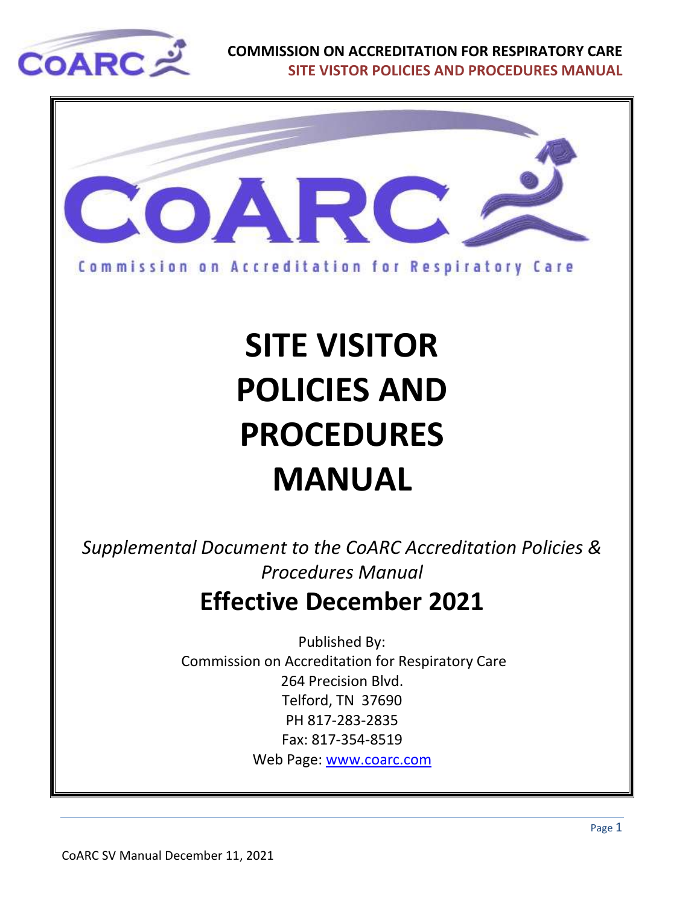# SITE VISITOR POLICIES AND PROCEDURES MANUAL

Commission on Accreditation for Respiratory Care

*Supplemental Document to the CoARC Accreditation Policies & Procedures Manual*

## Effective December 2021

Published By:
Commission on Accreditation for Respiratory Care
264 Precision Blvd.
Telford, TN 37690
PH 817-283-2835
Fax: 817-354-8519
Web Page: [www.coarc.com](http://www.coarc.com)

CoARC SV Manual December 11, 2021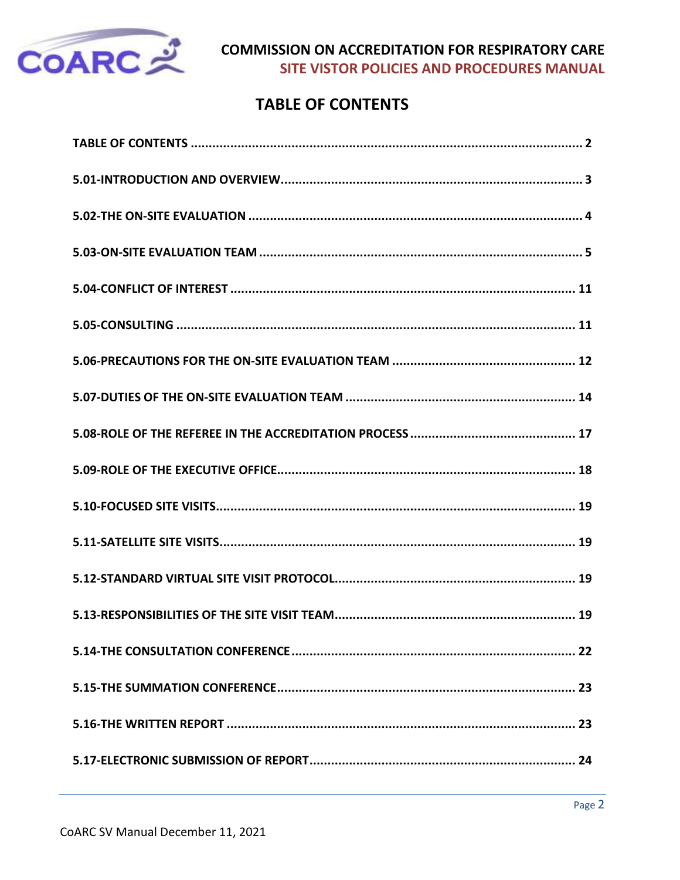# TABLE OF CONTENTS

**TABLE OF CONTENTS .......... 2**

**5.01-INTRODUCTION AND OVERVIEW.......... 3**

**5.02-THE ON-SITE EVALUATION .......... 4**

**5.03-ON-SITE EVALUATION TEAM .......... 5**

**5.04-CONFLICT OF INTEREST .......... 11**

**5.05-CONSULTING .......... 11**

**5.06-PRECAUTIONS FOR THE ON-SITE EVALUATION TEAM .......... 12**

**5.07-DUTIES OF THE ON-SITE EVALUATION TEAM .......... 14**

**5.08-ROLE OF THE REFEREE IN THE ACCREDITATION PROCESS .......... 17**

**5.09-ROLE OF THE EXECUTIVE OFFICE.......... 18**

**5.10-FOCUSED SITE VISITS.......... 19**

**5.11-SATELLITE SITE VISITS.......... 19**

**5.12-STANDARD VIRTUAL SITE VISIT PROTOCOL.......... 19**

**5.13-RESPONSIBILITIES OF THE SITE VISIT TEAM.......... 19**

**5.14-THE CONSULTATION CONFERENCE .......... 22**

**5.15-THE SUMMATION CONFERENCE.......... 23**

**5.16-THE WRITTEN REPORT .......... 23**

**5.17-ELECTRONIC SUBMISSION OF REPORT.......... 24**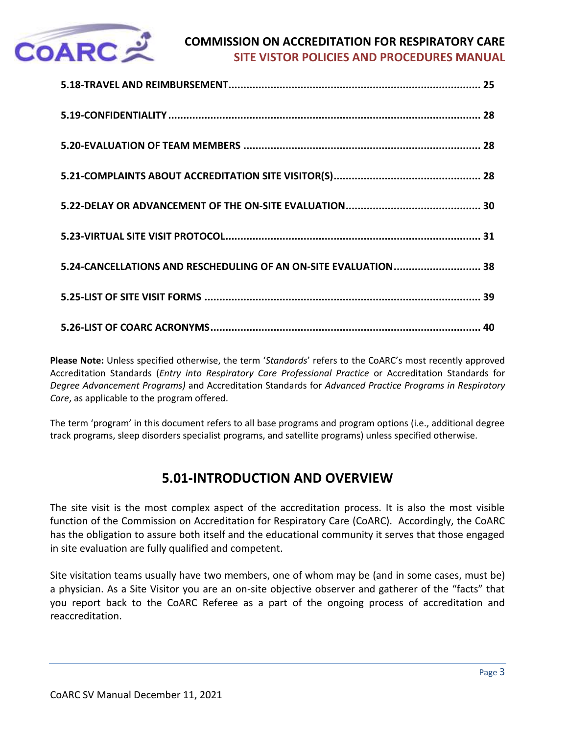**5.18-TRAVEL AND REIMBURSEMENT** .................................................................................... 25

**5.19-CONFIDENTIALITY** ......................................................................................................... 28

**5.20-EVALUATION OF TEAM MEMBERS** ............................................................................... 28

**5.21-COMPLAINTS ABOUT ACCREDITATION SITE VISITOR(S)** ................................................. 28

**5.22-DELAY OR ADVANCEMENT OF THE ON-SITE EVALUATION** ............................................. 30

**5.23-VIRTUAL SITE VISIT PROTOCOL** ...................................................................................... 31

**5.24-CANCELLATIONS AND RESCHEDULING OF AN ON-SITE EVALUATION** ............................. 38

**5.25-LIST OF SITE VISIT FORMS** ............................................................................................ 39

**5.26-LIST OF COARC ACRONYMS** ........................................................................................... 40

**Please Note:** Unless specified otherwise, the term '*Standards*' refers to the CoARC's most recently approved Accreditation Standards (*Entry into Respiratory Care Professional Practice* or Accreditation Standards for *Degree Advancement Programs)* and Accreditation Standards for *Advanced Practice Programs in Respiratory Care*, as applicable to the program offered.

The term 'program' in this document refers to all base programs and program options (i.e., additional degree track programs, sleep disorders specialist programs, and satellite programs) unless specified otherwise.

## 5.01-INTRODUCTION AND OVERVIEW

The site visit is the most complex aspect of the accreditation process. It is also the most visible function of the Commission on Accreditation for Respiratory Care (CoARC). Accordingly, the CoARC has the obligation to assure both itself and the educational community it serves that those engaged in site evaluation are fully qualified and competent.

Site visitation teams usually have two members, one of whom may be (and in some cases, must be) a physician. As a Site Visitor you are an on-site objective observer and gatherer of the "facts" that you report back to the CoARC Referee as a part of the ongoing process of accreditation and reaccreditation.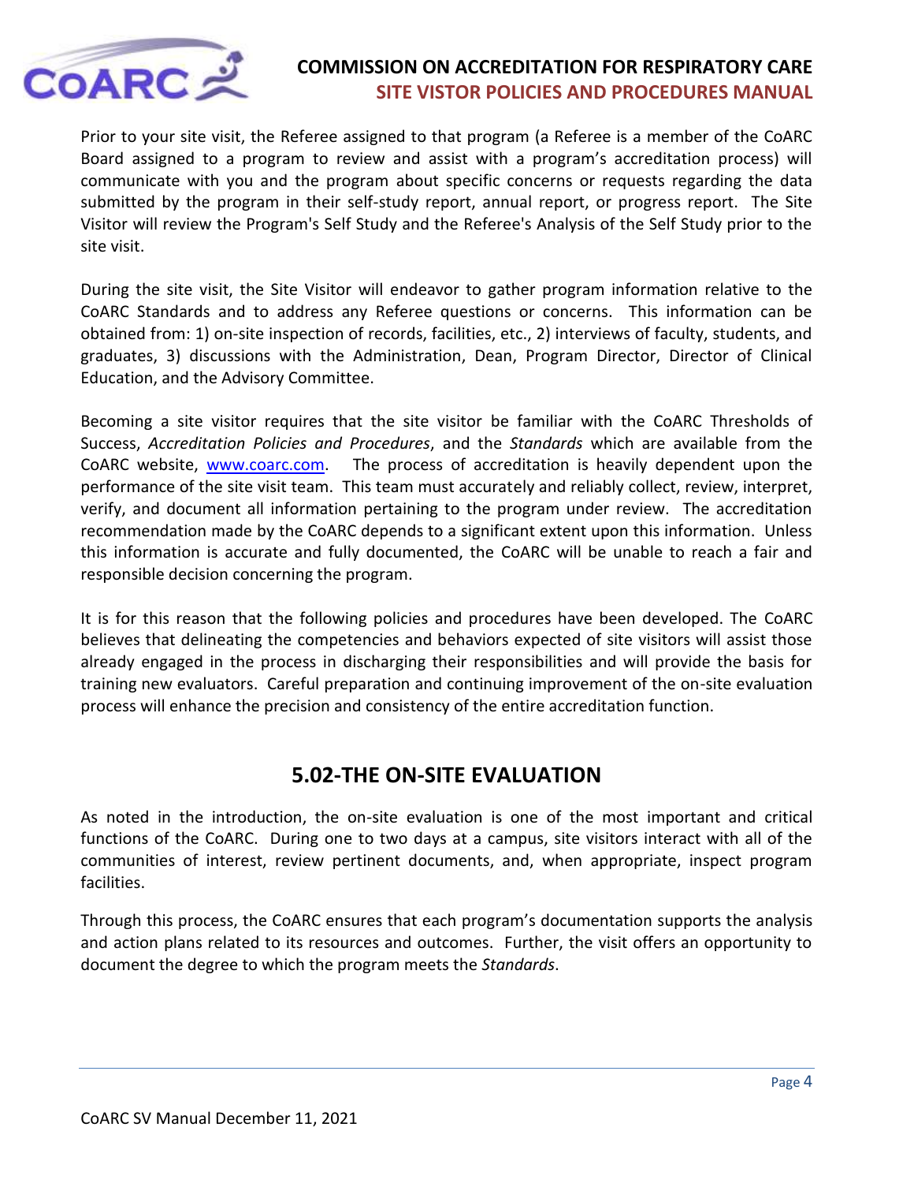Prior to your site visit, the Referee assigned to that program (a Referee is a member of the CoARC Board assigned to a program to review and assist with a program's accreditation process) will communicate with you and the program about specific concerns or requests regarding the data submitted by the program in their self-study report, annual report, or progress report. The Site Visitor will review the Program's Self Study and the Referee's Analysis of the Self Study prior to the site visit.

During the site visit, the Site Visitor will endeavor to gather program information relative to the CoARC Standards and to address any Referee questions or concerns. This information can be obtained from: 1) on-site inspection of records, facilities, etc., 2) interviews of faculty, students, and graduates, 3) discussions with the Administration, Dean, Program Director, Director of Clinical Education, and the Advisory Committee.

Becoming a site visitor requires that the site visitor be familiar with the CoARC Thresholds of Success, *Accreditation Policies and Procedures*, and the *Standards* which are available from the CoARC website, [www.coarc.com](www.coarc.com). The process of accreditation is heavily dependent upon the performance of the site visit team. This team must accurately and reliably collect, review, interpret, verify, and document all information pertaining to the program under review. The accreditation recommendation made by the CoARC depends to a significant extent upon this information. Unless this information is accurate and fully documented, the CoARC will be unable to reach a fair and responsible decision concerning the program.

It is for this reason that the following policies and procedures have been developed. The CoARC believes that delineating the competencies and behaviors expected of site visitors will assist those already engaged in the process in discharging their responsibilities and will provide the basis for training new evaluators. Careful preparation and continuing improvement of the on-site evaluation process will enhance the precision and consistency of the entire accreditation function.

## 5.02-THE ON-SITE EVALUATION

As noted in the introduction, the on-site evaluation is one of the most important and critical functions of the CoARC. During one to two days at a campus, site visitors interact with all of the communities of interest, review pertinent documents, and, when appropriate, inspect program facilities.

Through this process, the CoARC ensures that each program's documentation supports the analysis and action plans related to its resources and outcomes. Further, the visit offers an opportunity to document the degree to which the program meets the *Standards*.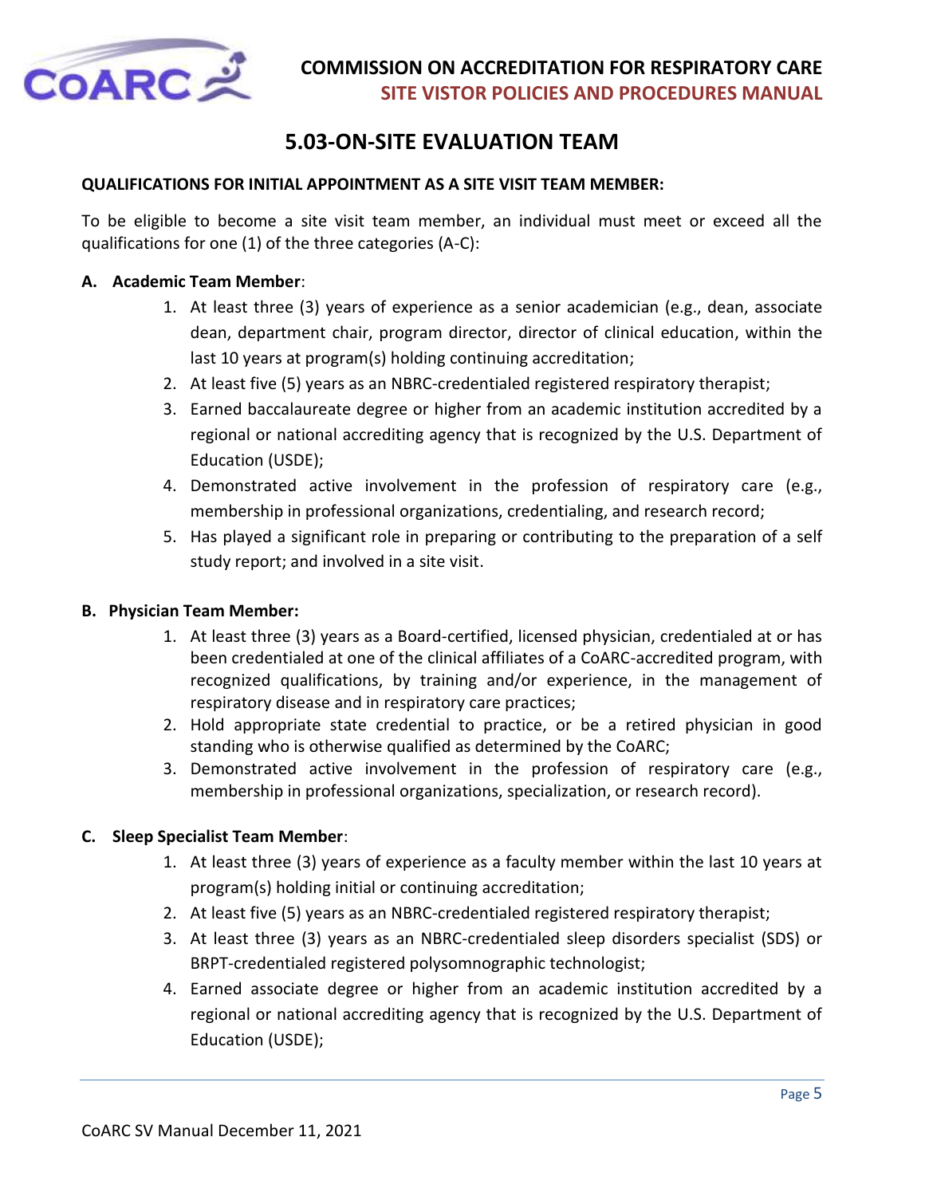# 5.03-ON-SITE EVALUATION TEAM

**QUALIFICATIONS FOR INITIAL APPOINTMENT AS A SITE VISIT TEAM MEMBER:**

To be eligible to become a site visit team member, an individual must meet or exceed all the qualifications for one (1) of the three categories (A-C):

**A. Academic Team Member**:

1. At least three (3) years of experience as a senior academician (e.g., dean, associate dean, department chair, program director, director of clinical education, within the last 10 years at program(s) holding continuing accreditation;
2. At least five (5) years as an NBRC-credentialed registered respiratory therapist;
3. Earned baccalaureate degree or higher from an academic institution accredited by a regional or national accrediting agency that is recognized by the U.S. Department of Education (USDE);
4. Demonstrated active involvement in the profession of respiratory care (e.g., membership in professional organizations, credentialing, and research record;
5. Has played a significant role in preparing or contributing to the preparation of a self study report; and involved in a site visit.

**B. Physician Team Member:**

1. At least three (3) years as a Board-certified, licensed physician, credentialed at or has been credentialed at one of the clinical affiliates of a CoARC-accredited program, with recognized qualifications, by training and/or experience, in the management of respiratory disease and in respiratory care practices;
2. Hold appropriate state credential to practice, or be a retired physician in good standing who is otherwise qualified as determined by the CoARC;
3. Demonstrated active involvement in the profession of respiratory care (e.g., membership in professional organizations, specialization, or research record).

**C. Sleep Specialist Team Member**:

1. At least three (3) years of experience as a faculty member within the last 10 years at program(s) holding initial or continuing accreditation;
2. At least five (5) years as an NBRC-credentialed registered respiratory therapist;
3. At least three (3) years as an NBRC-credentialed sleep disorders specialist (SDS) or BRPT-credentialed registered polysomnographic technologist;
4. Earned associate degree or higher from an academic institution accredited by a regional or national accrediting agency that is recognized by the U.S. Department of Education (USDE);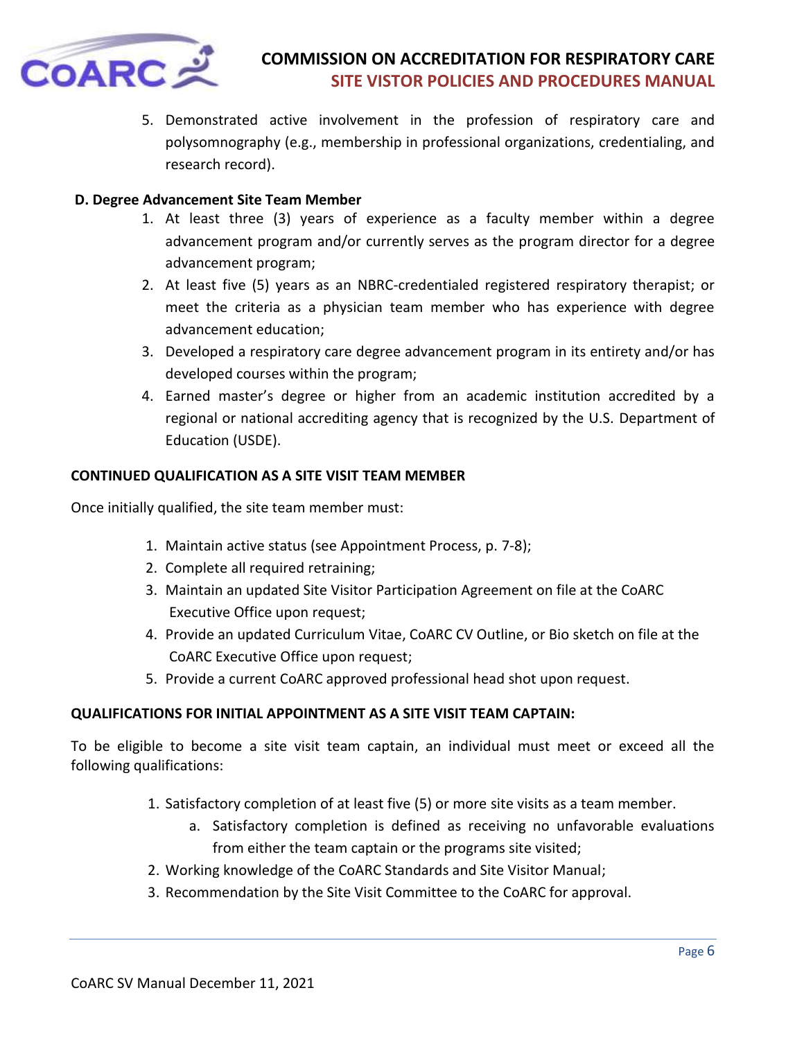5. Demonstrated active involvement in the profession of respiratory care and polysomnography (e.g., membership in professional organizations, credentialing, and research record).

**D. Degree Advancement Site Team Member**

1. At least three (3) years of experience as a faculty member within a degree advancement program and/or currently serves as the program director for a degree advancement program;
2. At least five (5) years as an NBRC-credentialed registered respiratory therapist; or meet the criteria as a physician team member who has experience with degree advancement education;
3. Developed a respiratory care degree advancement program in its entirety and/or has developed courses within the program;
4. Earned master's degree or higher from an academic institution accredited by a regional or national accrediting agency that is recognized by the U.S. Department of Education (USDE).

**CONTINUED QUALIFICATION AS A SITE VISIT TEAM MEMBER**

Once initially qualified, the site team member must:

1. Maintain active status (see Appointment Process, p. 7-8);
2. Complete all required retraining;
3. Maintain an updated Site Visitor Participation Agreement on file at the CoARC Executive Office upon request;
4. Provide an updated Curriculum Vitae, CoARC CV Outline, or Bio sketch on file at the CoARC Executive Office upon request;
5. Provide a current CoARC approved professional head shot upon request.

**QUALIFICATIONS FOR INITIAL APPOINTMENT AS A SITE VISIT TEAM CAPTAIN:**

To be eligible to become a site visit team captain, an individual must meet or exceed all the following qualifications:

1. Satisfactory completion of at least five (5) or more site visits as a team member.
   a. Satisfactory completion is defined as receiving no unfavorable evaluations from either the team captain or the programs site visited;
2. Working knowledge of the CoARC Standards and Site Visitor Manual;
3. Recommendation by the Site Visit Committee to the CoARC for approval.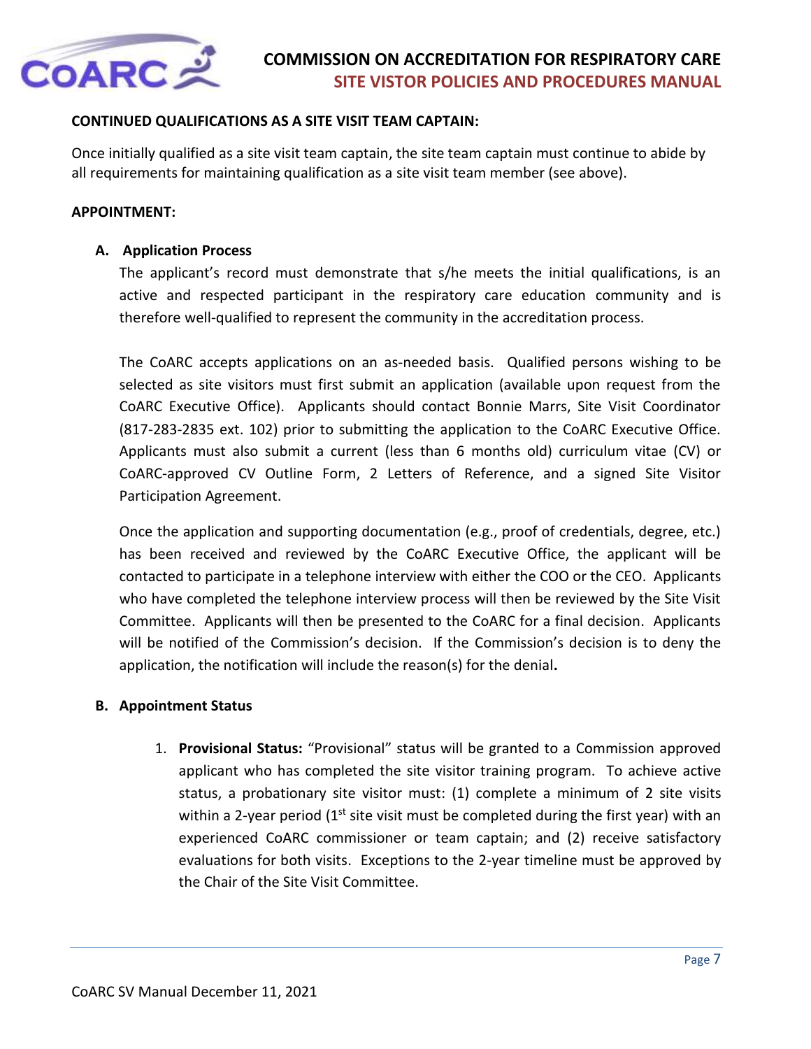**CONTINUED QUALIFICATIONS AS A SITE VISIT TEAM CAPTAIN:**

Once initially qualified as a site visit team captain, the site team captain must continue to abide by all requirements for maintaining qualification as a site visit team member (see above).

**APPOINTMENT:**

**A. Application Process**

The applicant's record must demonstrate that s/he meets the initial qualifications, is an active and respected participant in the respiratory care education community and is therefore well-qualified to represent the community in the accreditation process.

The CoARC accepts applications on an as-needed basis. Qualified persons wishing to be selected as site visitors must first submit an application (available upon request from the CoARC Executive Office). Applicants should contact Bonnie Marrs, Site Visit Coordinator (817-283-2835 ext. 102) prior to submitting the application to the CoARC Executive Office. Applicants must also submit a current (less than 6 months old) curriculum vitae (CV) or CoARC-approved CV Outline Form, 2 Letters of Reference, and a signed Site Visitor Participation Agreement.

Once the application and supporting documentation (e.g., proof of credentials, degree, etc.) has been received and reviewed by the CoARC Executive Office, the applicant will be contacted to participate in a telephone interview with either the COO or the CEO. Applicants who have completed the telephone interview process will then be reviewed by the Site Visit Committee. Applicants will then be presented to the CoARC for a final decision. Applicants will be notified of the Commission's decision. If the Commission's decision is to deny the application, the notification will include the reason(s) for the denial**.**

**B. Appointment Status**

1. **Provisional Status:** "Provisional" status will be granted to a Commission approved applicant who has completed the site visitor training program. To achieve active status, a probationary site visitor must: (1) complete a minimum of 2 site visits within a 2-year period (1st site visit must be completed during the first year) with an experienced CoARC commissioner or team captain; and (2) receive satisfactory evaluations for both visits. Exceptions to the 2-year timeline must be approved by the Chair of the Site Visit Committee.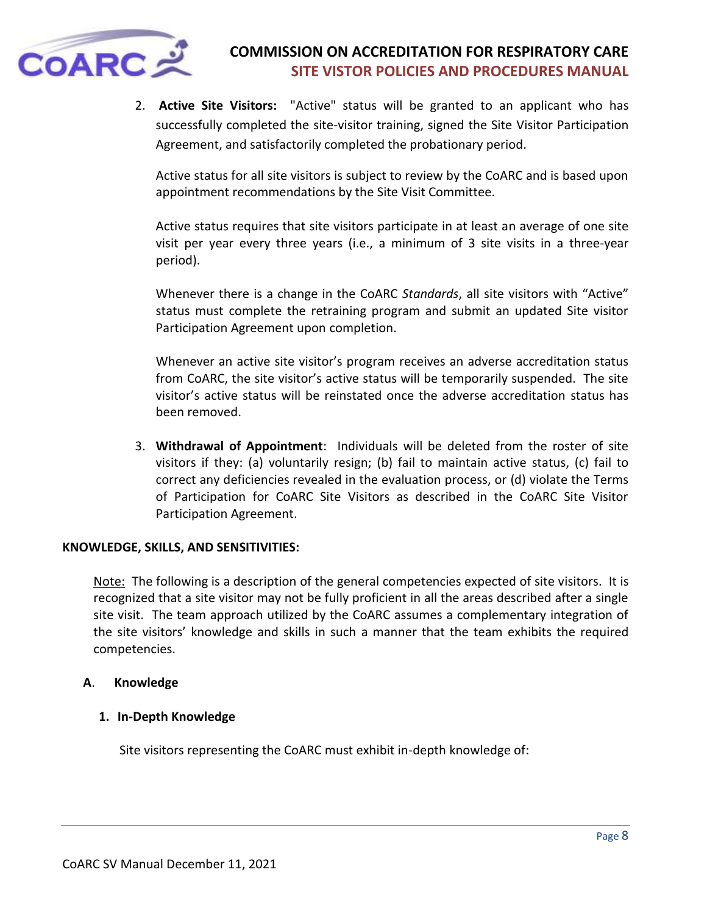2. **Active Site Visitors:** "Active" status will be granted to an applicant who has successfully completed the site-visitor training, signed the Site Visitor Participation Agreement, and satisfactorily completed the probationary period.

   Active status for all site visitors is subject to review by the CoARC and is based upon appointment recommendations by the Site Visit Committee.

   Active status requires that site visitors participate in at least an average of one site visit per year every three years (i.e., a minimum of 3 site visits in a three-year period).

   Whenever there is a change in the CoARC *Standards*, all site visitors with "Active" status must complete the retraining program and submit an updated Site visitor Participation Agreement upon completion.

   Whenever an active site visitor's program receives an adverse accreditation status from CoARC, the site visitor's active status will be temporarily suspended. The site visitor's active status will be reinstated once the adverse accreditation status has been removed.

3. **Withdrawal of Appointment**: Individuals will be deleted from the roster of site visitors if they: (a) voluntarily resign; (b) fail to maintain active status, (c) fail to correct any deficiencies revealed in the evaluation process, or (d) violate the Terms of Participation for CoARC Site Visitors as described in the CoARC Site Visitor Participation Agreement.

**KNOWLEDGE, SKILLS, AND SENSITIVITIES:**

Note: The following is a description of the general competencies expected of site visitors. It is recognized that a site visitor may not be fully proficient in all the areas described after a single site visit. The team approach utilized by the CoARC assumes a complementary integration of the site visitors' knowledge and skills in such a manner that the team exhibits the required competencies.

**A. Knowledge**

**1. In-Depth Knowledge**

Site visitors representing the CoARC must exhibit in-depth knowledge of: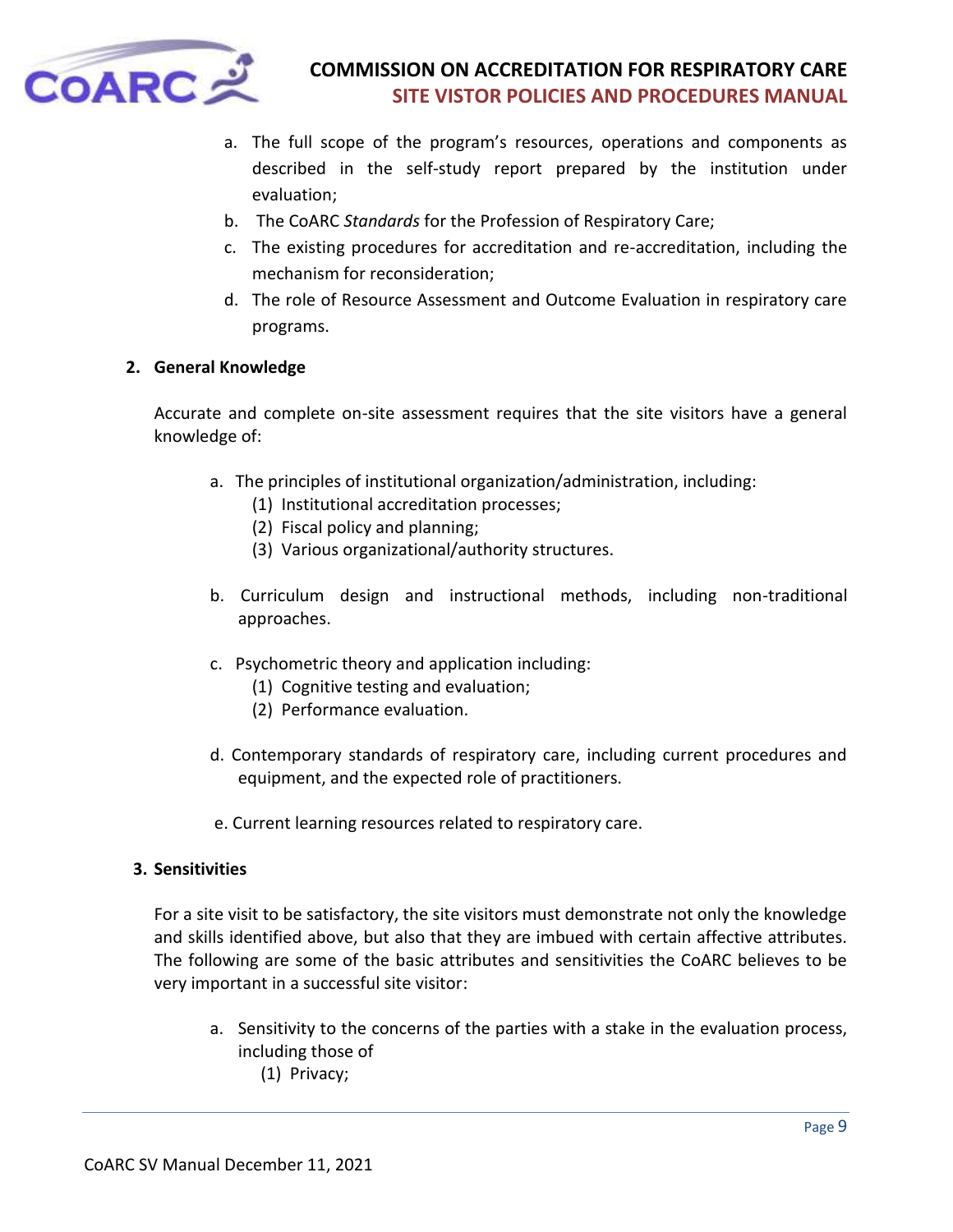a. The full scope of the program's resources, operations and components as described in the self-study report prepared by the institution under evaluation;
b. The CoARC *Standards* for the Profession of Respiratory Care;
c. The existing procedures for accreditation and re-accreditation, including the mechanism for reconsideration;
d. The role of Resource Assessment and Outcome Evaluation in respiratory care programs.

**2. General Knowledge**

Accurate and complete on-site assessment requires that the site visitors have a general knowledge of:

a. The principles of institutional organization/administration, including:
   (1) Institutional accreditation processes;
   (2) Fiscal policy and planning;
   (3) Various organizational/authority structures.

b. Curriculum design and instructional methods, including non-traditional approaches.

c. Psychometric theory and application including:
   (1) Cognitive testing and evaluation;
   (2) Performance evaluation.

d. Contemporary standards of respiratory care, including current procedures and equipment, and the expected role of practitioners.

e. Current learning resources related to respiratory care.

**3. Sensitivities**

For a site visit to be satisfactory, the site visitors must demonstrate not only the knowledge and skills identified above, but also that they are imbued with certain affective attributes. The following are some of the basic attributes and sensitivities the CoARC believes to be very important in a successful site visitor:

a. Sensitivity to the concerns of the parties with a stake in the evaluation process, including those of
   (1) Privacy;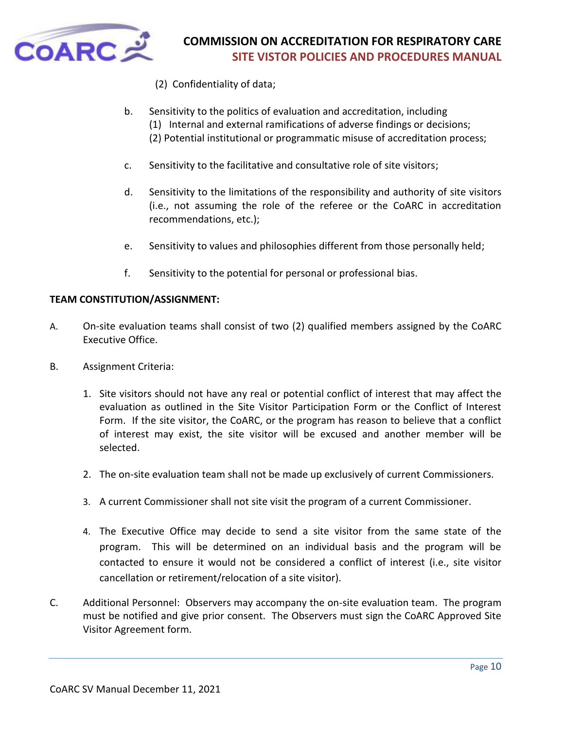(2) Confidentiality of data;

b. Sensitivity to the politics of evaluation and accreditation, including
   (1) Internal and external ramifications of adverse findings or decisions;
   (2) Potential institutional or programmatic misuse of accreditation process;

c. Sensitivity to the facilitative and consultative role of site visitors;

d. Sensitivity to the limitations of the responsibility and authority of site visitors (i.e., not assuming the role of the referee or the CoARC in accreditation recommendations, etc.);

e. Sensitivity to values and philosophies different from those personally held;

f. Sensitivity to the potential for personal or professional bias.

**TEAM CONSTITUTION/ASSIGNMENT:**

A. On-site evaluation teams shall consist of two (2) qualified members assigned by the CoARC Executive Office.

B. Assignment Criteria:

   1. Site visitors should not have any real or potential conflict of interest that may affect the evaluation as outlined in the Site Visitor Participation Form or the Conflict of Interest Form. If the site visitor, the CoARC, or the program has reason to believe that a conflict of interest may exist, the site visitor will be excused and another member will be selected.

   2. The on-site evaluation team shall not be made up exclusively of current Commissioners.

   3. A current Commissioner shall not site visit the program of a current Commissioner.

   4. The Executive Office may decide to send a site visitor from the same state of the program. This will be determined on an individual basis and the program will be contacted to ensure it would not be considered a conflict of interest (i.e., site visitor cancellation or retirement/relocation of a site visitor).

C. Additional Personnel: Observers may accompany the on-site evaluation team. The program must be notified and give prior consent. The Observers must sign the CoARC Approved Site Visitor Agreement form.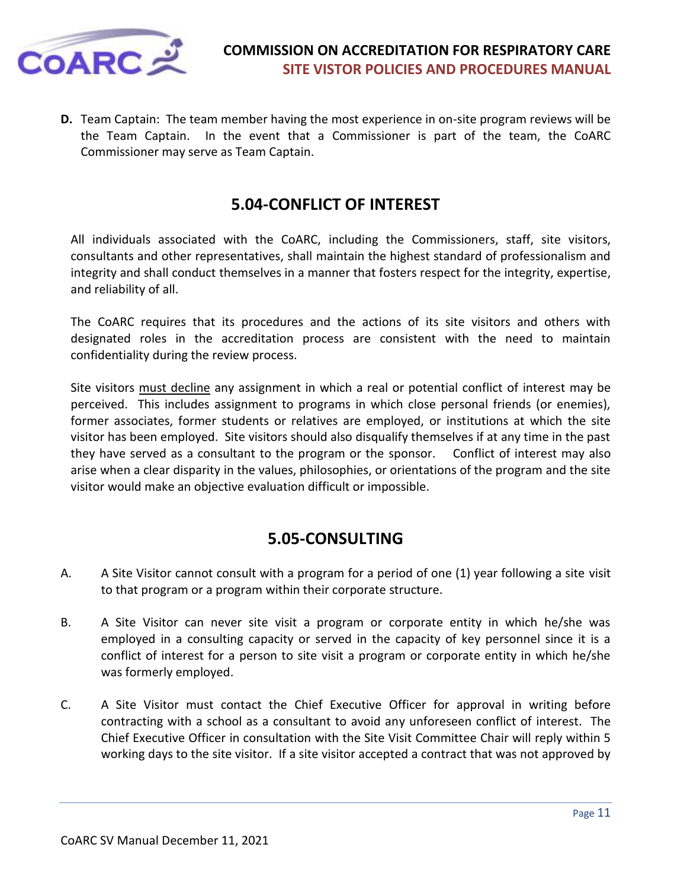**D.** Team Captain: The team member having the most experience in on-site program reviews will be the Team Captain. In the event that a Commissioner is part of the team, the CoARC Commissioner may serve as Team Captain.

## 5.04-CONFLICT OF INTEREST

All individuals associated with the CoARC, including the Commissioners, staff, site visitors, consultants and other representatives, shall maintain the highest standard of professionalism and integrity and shall conduct themselves in a manner that fosters respect for the integrity, expertise, and reliability of all.

The CoARC requires that its procedures and the actions of its site visitors and others with designated roles in the accreditation process are consistent with the need to maintain confidentiality during the review process.

Site visitors must decline any assignment in which a real or potential conflict of interest may be perceived. This includes assignment to programs in which close personal friends (or enemies), former associates, former students or relatives are employed, or institutions at which the site visitor has been employed. Site visitors should also disqualify themselves if at any time in the past they have served as a consultant to the program or the sponsor. Conflict of interest may also arise when a clear disparity in the values, philosophies, or orientations of the program and the site visitor would make an objective evaluation difficult or impossible.

## 5.05-CONSULTING

A. A Site Visitor cannot consult with a program for a period of one (1) year following a site visit to that program or a program within their corporate structure.

B. A Site Visitor can never site visit a program or corporate entity in which he/she was employed in a consulting capacity or served in the capacity of key personnel since it is a conflict of interest for a person to site visit a program or corporate entity in which he/she was formerly employed.

C. A Site Visitor must contact the Chief Executive Officer for approval in writing before contracting with a school as a consultant to avoid any unforeseen conflict of interest. The Chief Executive Officer in consultation with the Site Visit Committee Chair will reply within 5 working days to the site visitor. If a site visitor accepted a contract that was not approved by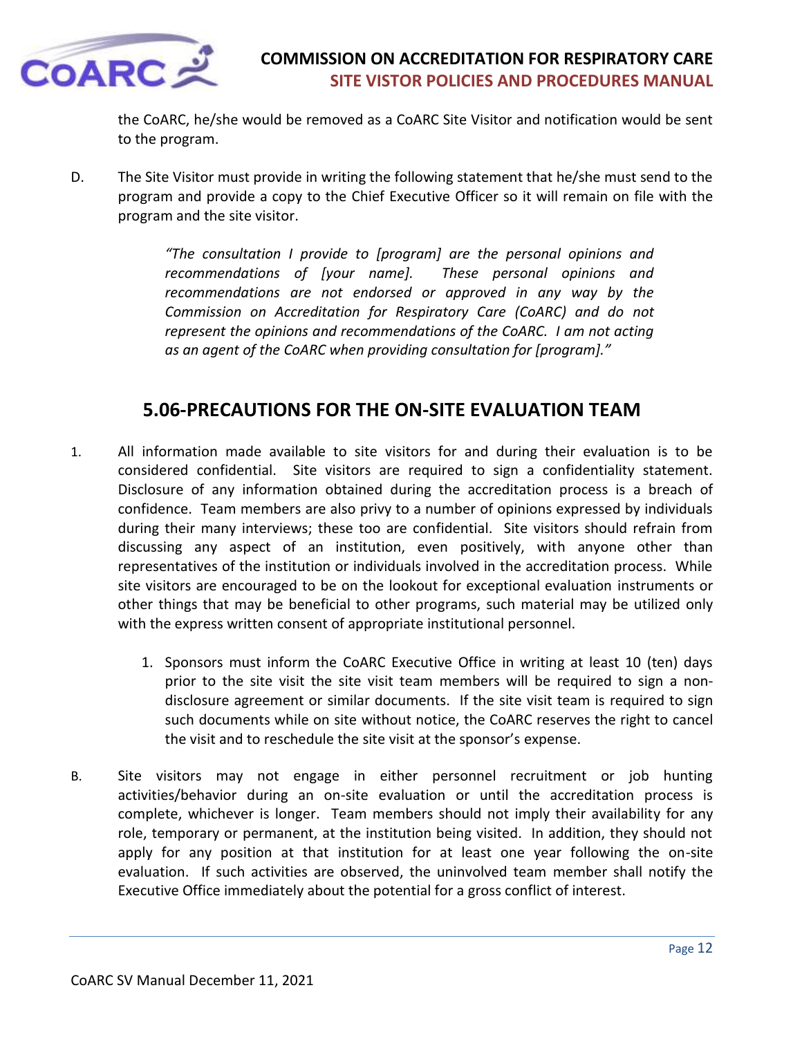the CoARC, he/she would be removed as a CoARC Site Visitor and notification would be sent to the program.

D. The Site Visitor must provide in writing the following statement that he/she must send to the program and provide a copy to the Chief Executive Officer so it will remain on file with the program and the site visitor.

> *"The consultation I provide to [program] are the personal opinions and recommendations of [your name]. These personal opinions and recommendations are not endorsed or approved in any way by the Commission on Accreditation for Respiratory Care (CoARC) and do not represent the opinions and recommendations of the CoARC. I am not acting as an agent of the CoARC when providing consultation for [program]."*

## 5.06-PRECAUTIONS FOR THE ON-SITE EVALUATION TEAM

1. All information made available to site visitors for and during their evaluation is to be considered confidential. Site visitors are required to sign a confidentiality statement. Disclosure of any information obtained during the accreditation process is a breach of confidence. Team members are also privy to a number of opinions expressed by individuals during their many interviews; these too are confidential. Site visitors should refrain from discussing any aspect of an institution, even positively, with anyone other than representatives of the institution or individuals involved in the accreditation process. While site visitors are encouraged to be on the lookout for exceptional evaluation instruments or other things that may be beneficial to other programs, such material may be utilized only with the express written consent of appropriate institutional personnel.

    1. Sponsors must inform the CoARC Executive Office in writing at least 10 (ten) days prior to the site visit the site visit team members will be required to sign a non-disclosure agreement or similar documents. If the site visit team is required to sign such documents while on site without notice, the CoARC reserves the right to cancel the visit and to reschedule the site visit at the sponsor's expense.

B. Site visitors may not engage in either personnel recruitment or job hunting activities/behavior during an on-site evaluation or until the accreditation process is complete, whichever is longer. Team members should not imply their availability for any role, temporary or permanent, at the institution being visited. In addition, they should not apply for any position at that institution for at least one year following the on-site evaluation. If such activities are observed, the uninvolved team member shall notify the Executive Office immediately about the potential for a gross conflict of interest.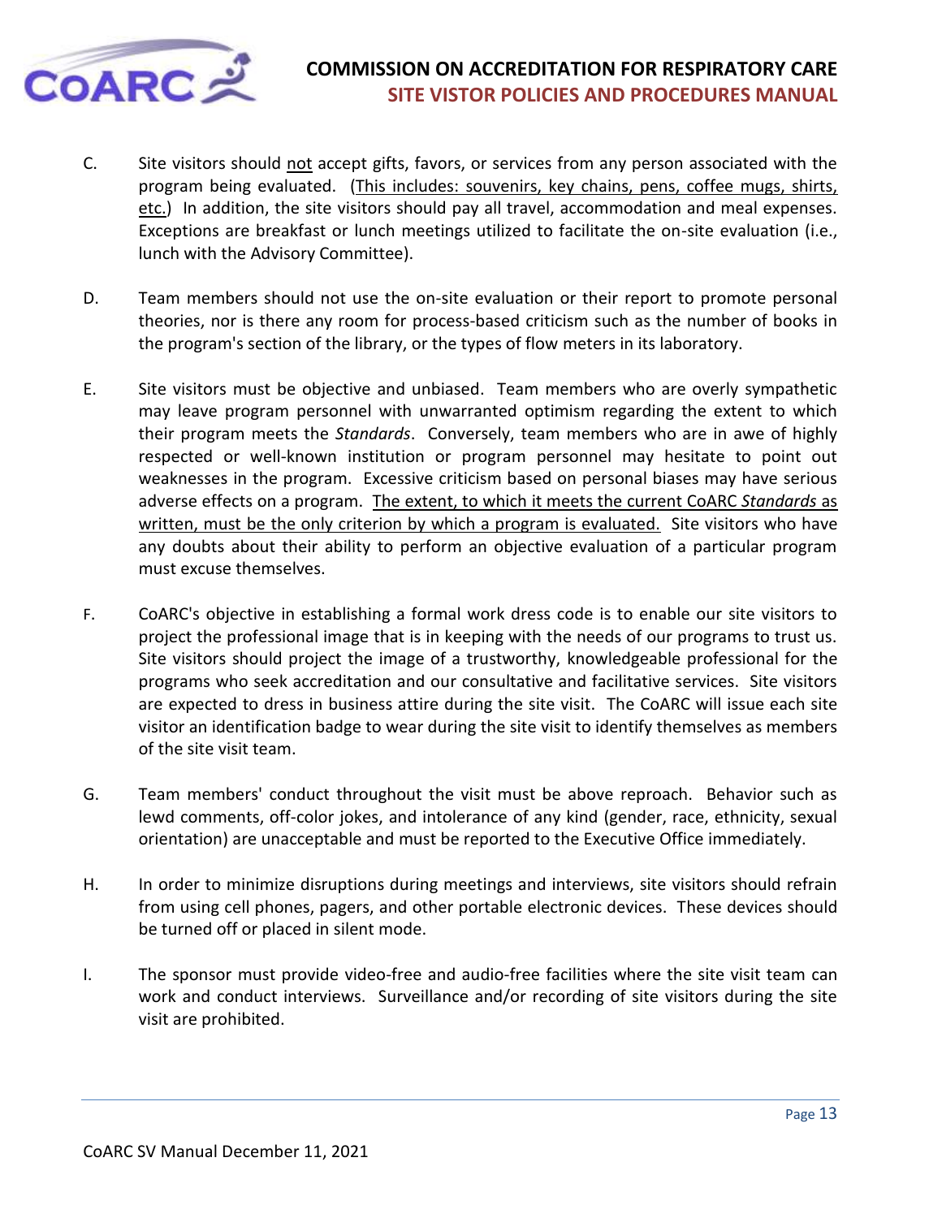C. Site visitors should <u>not</u> accept gifts, favors, or services from any person associated with the program being evaluated. (<u>This includes: souvenirs, key chains, pens, coffee mugs, shirts, etc.</u>) In addition, the site visitors should pay all travel, accommodation and meal expenses. Exceptions are breakfast or lunch meetings utilized to facilitate the on-site evaluation (i.e., lunch with the Advisory Committee).

D. Team members should not use the on-site evaluation or their report to promote personal theories, nor is there any room for process-based criticism such as the number of books in the program's section of the library, or the types of flow meters in its laboratory.

E. Site visitors must be objective and unbiased. Team members who are overly sympathetic may leave program personnel with unwarranted optimism regarding the extent to which their program meets the *Standards*. Conversely, team members who are in awe of highly respected or well-known institution or program personnel may hesitate to point out weaknesses in the program. Excessive criticism based on personal biases may have serious adverse effects on a program. <u>The extent, to which it meets the current CoARC *Standards* as written, must be the only criterion by which a program is evaluated.</u> Site visitors who have any doubts about their ability to perform an objective evaluation of a particular program must excuse themselves.

F. CoARC's objective in establishing a formal work dress code is to enable our site visitors to project the professional image that is in keeping with the needs of our programs to trust us. Site visitors should project the image of a trustworthy, knowledgeable professional for the programs who seek accreditation and our consultative and facilitative services. Site visitors are expected to dress in business attire during the site visit. The CoARC will issue each site visitor an identification badge to wear during the site visit to identify themselves as members of the site visit team.

G. Team members' conduct throughout the visit must be above reproach. Behavior such as lewd comments, off-color jokes, and intolerance of any kind (gender, race, ethnicity, sexual orientation) are unacceptable and must be reported to the Executive Office immediately.

H. In order to minimize disruptions during meetings and interviews, site visitors should refrain from using cell phones, pagers, and other portable electronic devices. These devices should be turned off or placed in silent mode.

I. The sponsor must provide video-free and audio-free facilities where the site visit team can work and conduct interviews. Surveillance and/or recording of site visitors during the site visit are prohibited.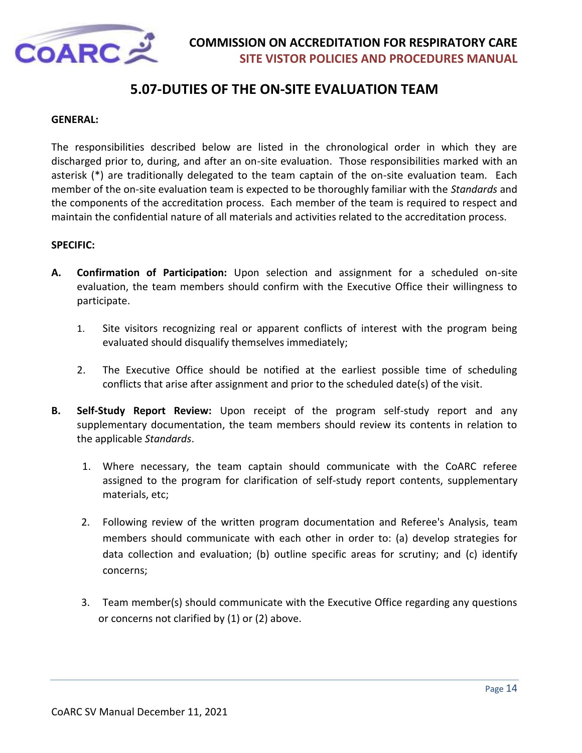## 5.07-DUTIES OF THE ON-SITE EVALUATION TEAM

**GENERAL:**

The responsibilities described below are listed in the chronological order in which they are discharged prior to, during, and after an on-site evaluation. Those responsibilities marked with an asterisk (*) are traditionally delegated to the team captain of the on-site evaluation team. Each member of the on-site evaluation team is expected to be thoroughly familiar with the *Standards* and the components of the accreditation process. Each member of the team is required to respect and maintain the confidential nature of all materials and activities related to the accreditation process.

**SPECIFIC:**

**A. Confirmation of Participation:** Upon selection and assignment for a scheduled on-site evaluation, the team members should confirm with the Executive Office their willingness to participate.

1. Site visitors recognizing real or apparent conflicts of interest with the program being evaluated should disqualify themselves immediately;

2. The Executive Office should be notified at the earliest possible time of scheduling conflicts that arise after assignment and prior to the scheduled date(s) of the visit.

**B. Self-Study Report Review:** Upon receipt of the program self-study report and any supplementary documentation, the team members should review its contents in relation to the applicable *Standards*.

1. Where necessary, the team captain should communicate with the CoARC referee assigned to the program for clarification of self-study report contents, supplementary materials, etc;

2. Following review of the written program documentation and Referee's Analysis, team members should communicate with each other in order to: (a) develop strategies for data collection and evaluation; (b) outline specific areas for scrutiny; and (c) identify concerns;

3. Team member(s) should communicate with the Executive Office regarding any questions or concerns not clarified by (1) or (2) above.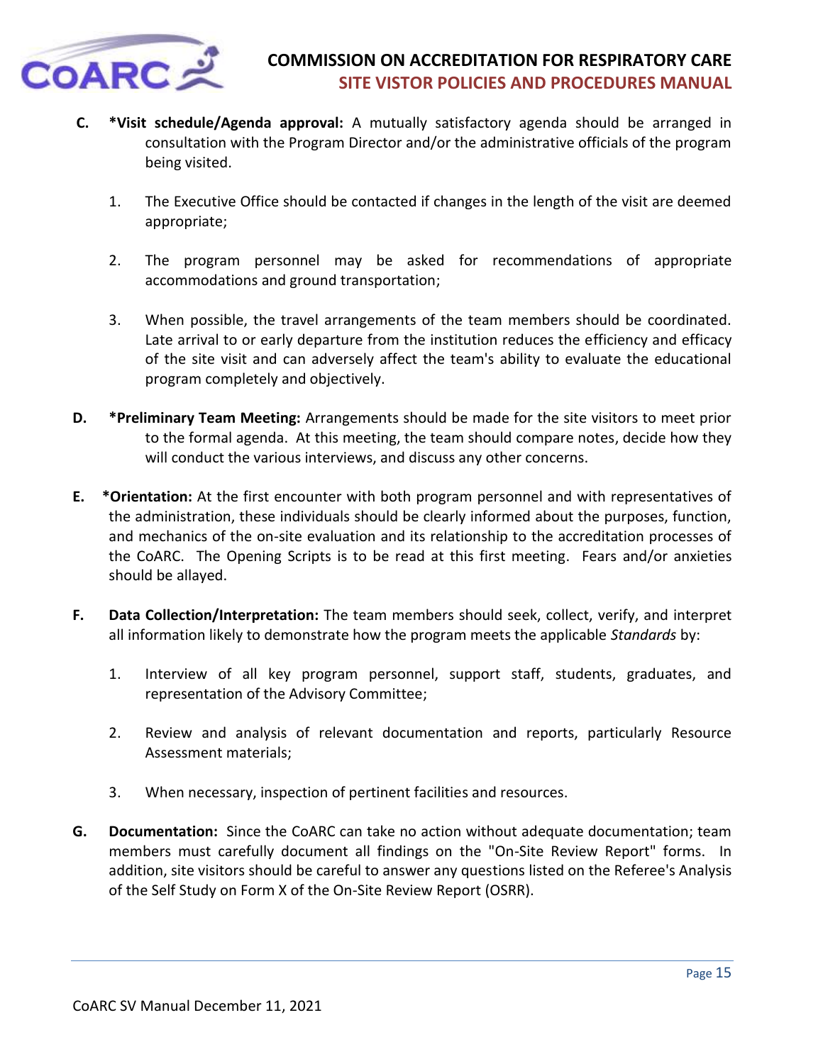C. **\*Visit schedule/Agenda approval:** A mutually satisfactory agenda should be arranged in consultation with the Program Director and/or the administrative officials of the program being visited.

1. The Executive Office should be contacted if changes in the length of the visit are deemed appropriate;

2. The program personnel may be asked for recommendations of appropriate accommodations and ground transportation;

3. When possible, the travel arrangements of the team members should be coordinated. Late arrival to or early departure from the institution reduces the efficiency and efficacy of the site visit and can adversely affect the team's ability to evaluate the educational program completely and objectively.

D. **\*Preliminary Team Meeting:** Arrangements should be made for the site visitors to meet prior to the formal agenda. At this meeting, the team should compare notes, decide how they will conduct the various interviews, and discuss any other concerns.

E. **\*Orientation:** At the first encounter with both program personnel and with representatives of the administration, these individuals should be clearly informed about the purposes, function, and mechanics of the on-site evaluation and its relationship to the accreditation processes of the CoARC. The Opening Scripts is to be read at this first meeting. Fears and/or anxieties should be allayed.

F. **Data Collection/Interpretation:** The team members should seek, collect, verify, and interpret all information likely to demonstrate how the program meets the applicable *Standards* by:

1. Interview of all key program personnel, support staff, students, graduates, and representation of the Advisory Committee;

2. Review and analysis of relevant documentation and reports, particularly Resource Assessment materials;

3. When necessary, inspection of pertinent facilities and resources.

G. **Documentation:** Since the CoARC can take no action without adequate documentation; team members must carefully document all findings on the "On-Site Review Report" forms. In addition, site visitors should be careful to answer any questions listed on the Referee's Analysis of the Self Study on Form X of the On-Site Review Report (OSRR).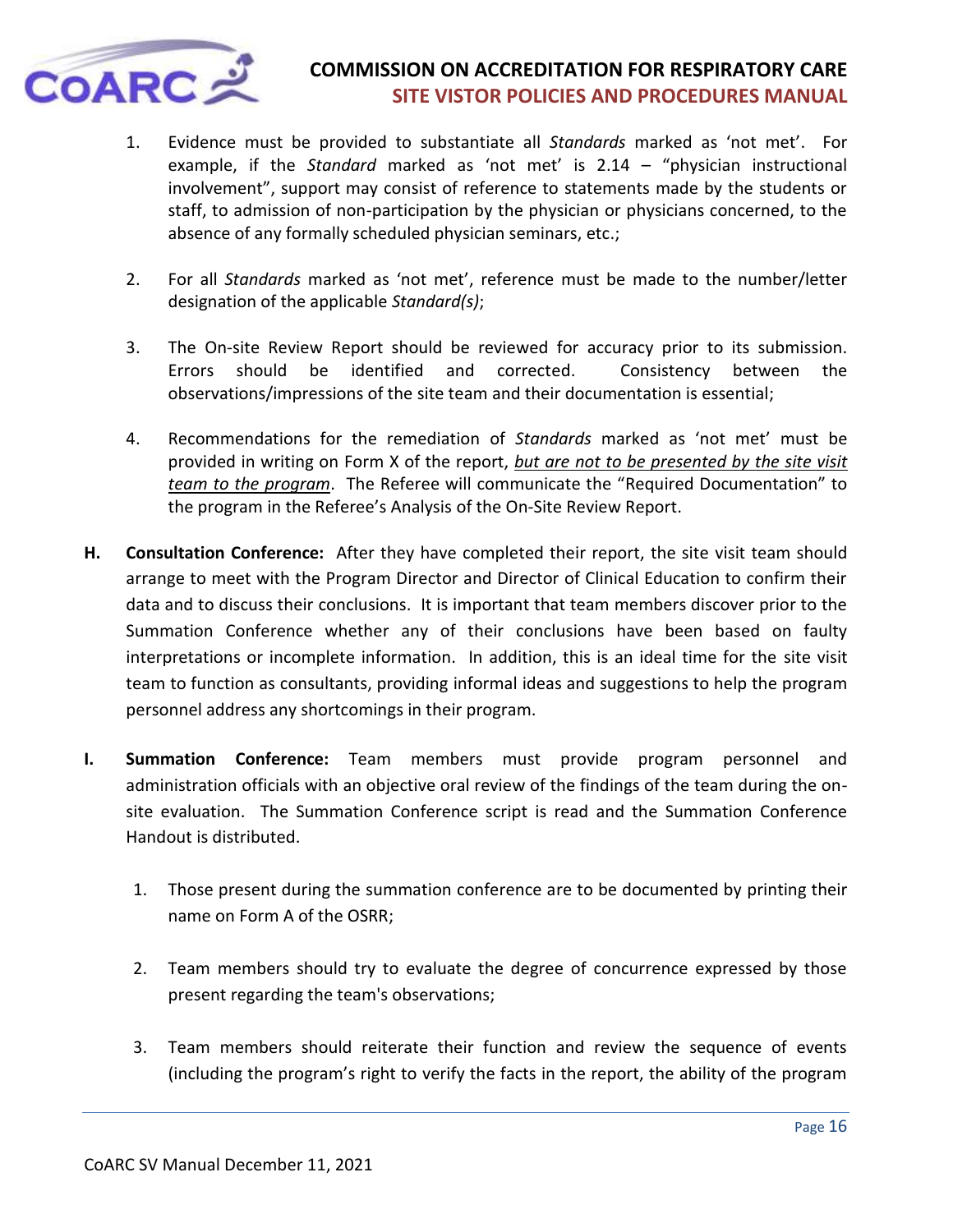1. Evidence must be provided to substantiate all *Standards* marked as 'not met'. For example, if the *Standard* marked as 'not met' is 2.14 – "physician instructional involvement", support may consist of reference to statements made by the students or staff, to admission of non-participation by the physician or physicians concerned, to the absence of any formally scheduled physician seminars, etc.;

2. For all *Standards* marked as 'not met', reference must be made to the number/letter designation of the applicable *Standard(s)*;

3. The On-site Review Report should be reviewed for accuracy prior to its submission. Errors should be identified and corrected. Consistency between the observations/impressions of the site team and their documentation is essential;

4. Recommendations for the remediation of *Standards* marked as 'not met' must be provided in writing on Form X of the report, ***but are not to be presented by the site visit team to the program***. The Referee will communicate the "Required Documentation" to the program in the Referee's Analysis of the On-Site Review Report.

**H. Consultation Conference:** After they have completed their report, the site visit team should arrange to meet with the Program Director and Director of Clinical Education to confirm their data and to discuss their conclusions. It is important that team members discover prior to the Summation Conference whether any of their conclusions have been based on faulty interpretations or incomplete information. In addition, this is an ideal time for the site visit team to function as consultants, providing informal ideas and suggestions to help the program personnel address any shortcomings in their program.

**I. Summation Conference:** Team members must provide program personnel and administration officials with an objective oral review of the findings of the team during the on-site evaluation. The Summation Conference script is read and the Summation Conference Handout is distributed.

1. Those present during the summation conference are to be documented by printing their name on Form A of the OSRR;

2. Team members should try to evaluate the degree of concurrence expressed by those present regarding the team's observations;

3. Team members should reiterate their function and review the sequence of events (including the program's right to verify the facts in the report, the ability of the program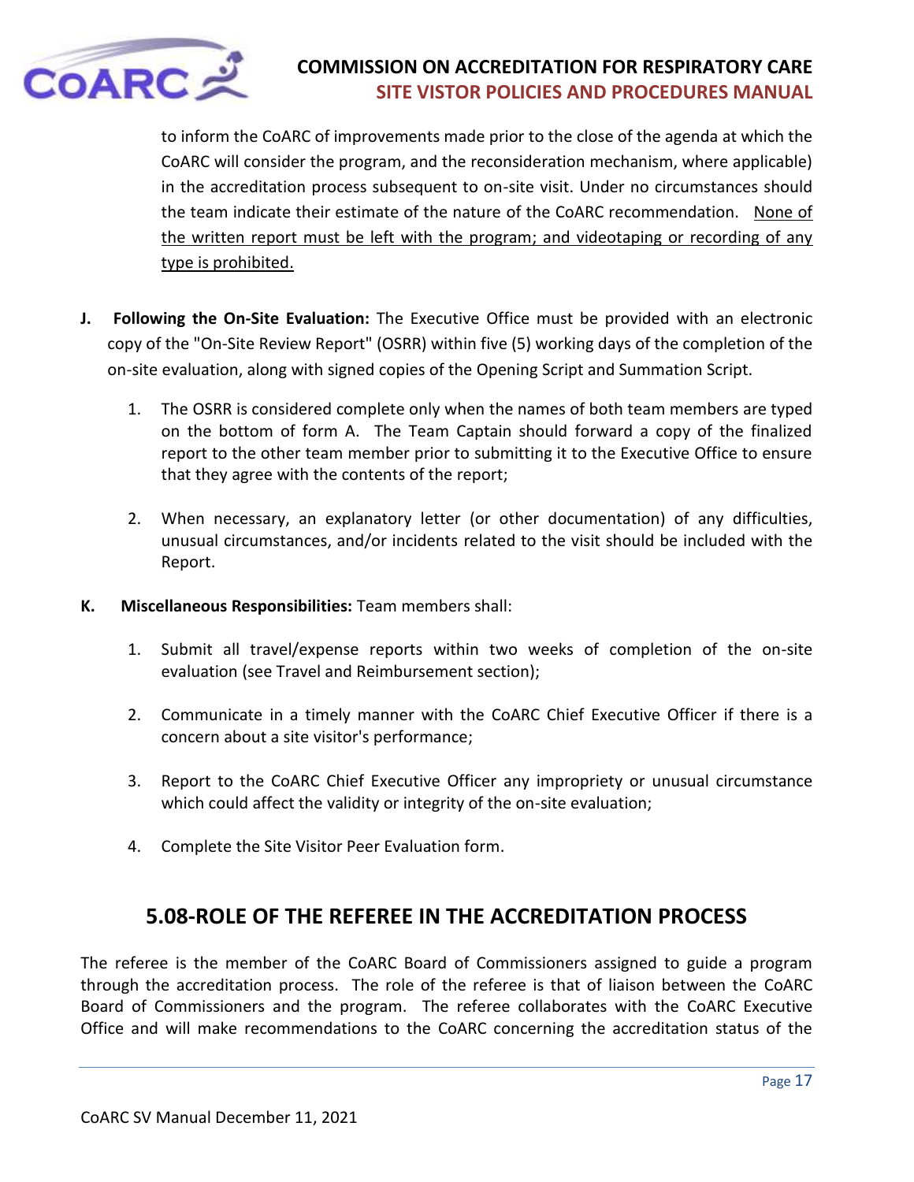to inform the CoARC of improvements made prior to the close of the agenda at which the CoARC will consider the program, and the reconsideration mechanism, where applicable) in the accreditation process subsequent to on-site visit. Under no circumstances should the team indicate their estimate of the nature of the CoARC recommendation. <u>None of the written report must be left with the program; and videotaping or recording of any type is prohibited.</u>

**J. Following the On-Site Evaluation:** The Executive Office must be provided with an electronic copy of the "On-Site Review Report" (OSRR) within five (5) working days of the completion of the on-site evaluation, along with signed copies of the Opening Script and Summation Script.

1. The OSRR is considered complete only when the names of both team members are typed on the bottom of form A. The Team Captain should forward a copy of the finalized report to the other team member prior to submitting it to the Executive Office to ensure that they agree with the contents of the report;

2. When necessary, an explanatory letter (or other documentation) of any difficulties, unusual circumstances, and/or incidents related to the visit should be included with the Report.

**K. Miscellaneous Responsibilities:** Team members shall:

1. Submit all travel/expense reports within two weeks of completion of the on-site evaluation (see Travel and Reimbursement section);

2. Communicate in a timely manner with the CoARC Chief Executive Officer if there is a concern about a site visitor's performance;

3. Report to the CoARC Chief Executive Officer any impropriety or unusual circumstance which could affect the validity or integrity of the on-site evaluation;

4. Complete the Site Visitor Peer Evaluation form.

## 5.08-ROLE OF THE REFEREE IN THE ACCREDITATION PROCESS

The referee is the member of the CoARC Board of Commissioners assigned to guide a program through the accreditation process. The role of the referee is that of liaison between the CoARC Board of Commissioners and the program. The referee collaborates with the CoARC Executive Office and will make recommendations to the CoARC concerning the accreditation status of the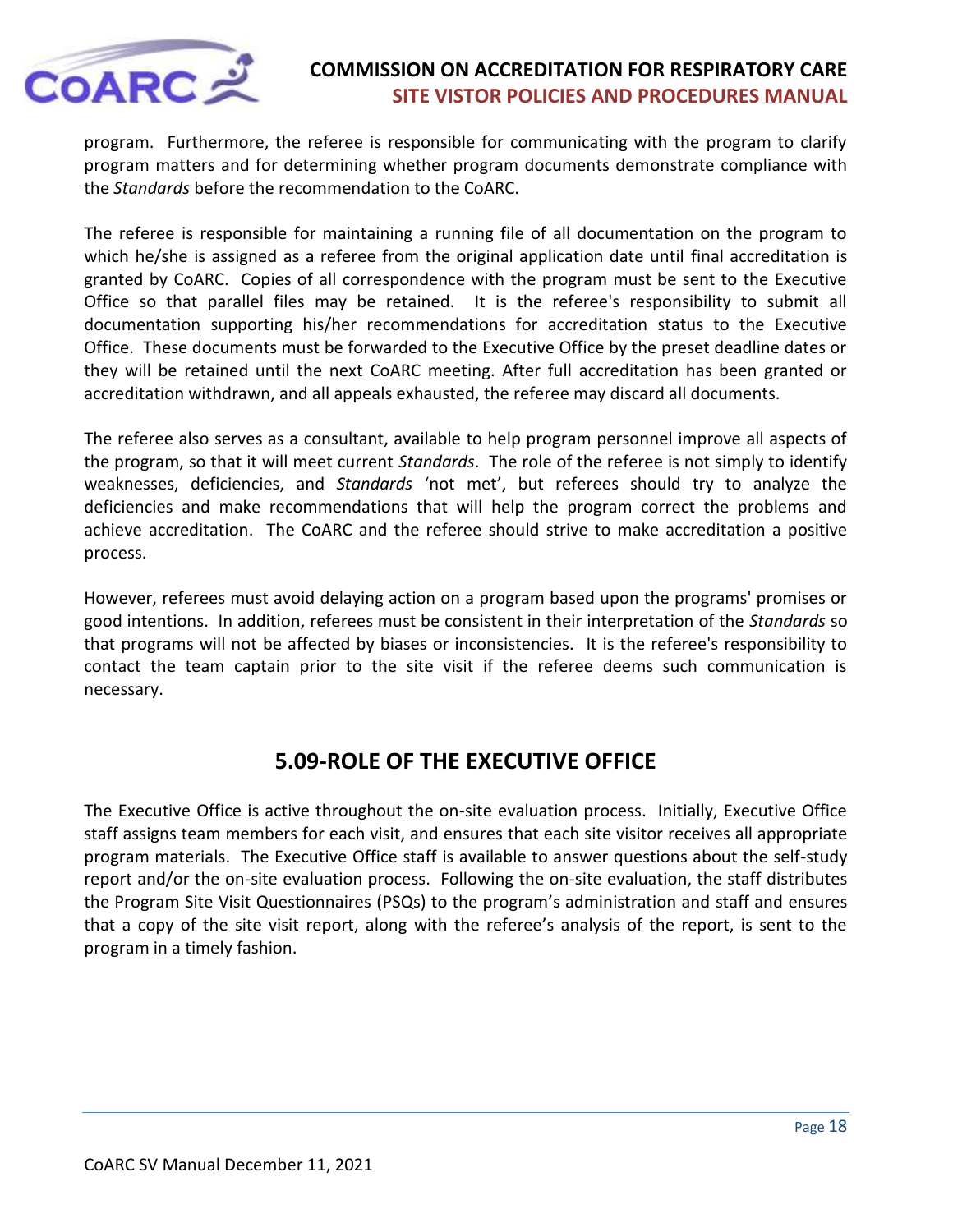program. Furthermore, the referee is responsible for communicating with the program to clarify program matters and for determining whether program documents demonstrate compliance with the *Standards* before the recommendation to the CoARC.

The referee is responsible for maintaining a running file of all documentation on the program to which he/she is assigned as a referee from the original application date until final accreditation is granted by CoARC. Copies of all correspondence with the program must be sent to the Executive Office so that parallel files may be retained. It is the referee's responsibility to submit all documentation supporting his/her recommendations for accreditation status to the Executive Office. These documents must be forwarded to the Executive Office by the preset deadline dates or they will be retained until the next CoARC meeting. After full accreditation has been granted or accreditation withdrawn, and all appeals exhausted, the referee may discard all documents.

The referee also serves as a consultant, available to help program personnel improve all aspects of the program, so that it will meet current *Standards*. The role of the referee is not simply to identify weaknesses, deficiencies, and *Standards* 'not met', but referees should try to analyze the deficiencies and make recommendations that will help the program correct the problems and achieve accreditation. The CoARC and the referee should strive to make accreditation a positive process.

However, referees must avoid delaying action on a program based upon the programs' promises or good intentions. In addition, referees must be consistent in their interpretation of the *Standards* so that programs will not be affected by biases or inconsistencies. It is the referee's responsibility to contact the team captain prior to the site visit if the referee deems such communication is necessary.

## 5.09-ROLE OF THE EXECUTIVE OFFICE

The Executive Office is active throughout the on-site evaluation process. Initially, Executive Office staff assigns team members for each visit, and ensures that each site visitor receives all appropriate program materials. The Executive Office staff is available to answer questions about the self-study report and/or the on-site evaluation process. Following the on-site evaluation, the staff distributes the Program Site Visit Questionnaires (PSQs) to the program's administration and staff and ensures that a copy of the site visit report, along with the referee's analysis of the report, is sent to the program in a timely fashion.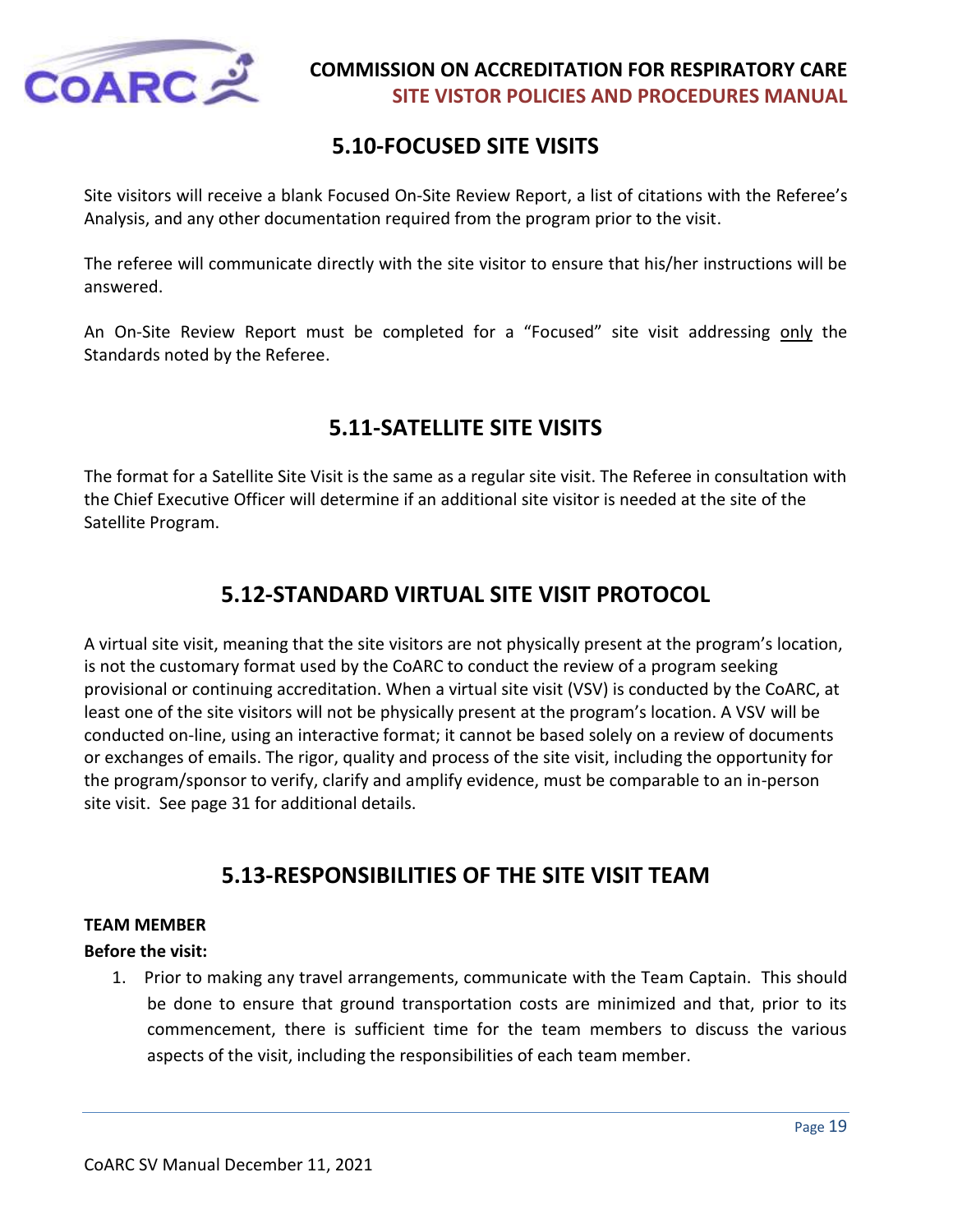## 5.10-FOCUSED SITE VISITS

Site visitors will receive a blank Focused On-Site Review Report, a list of citations with the Referee's Analysis, and any other documentation required from the program prior to the visit.

The referee will communicate directly with the site visitor to ensure that his/her instructions will be answered.

An On-Site Review Report must be completed for a "Focused" site visit addressing only the Standards noted by the Referee.

## 5.11-SATELLITE SITE VISITS

The format for a Satellite Site Visit is the same as a regular site visit. The Referee in consultation with the Chief Executive Officer will determine if an additional site visitor is needed at the site of the Satellite Program.

## 5.12-STANDARD VIRTUAL SITE VISIT PROTOCOL

A virtual site visit, meaning that the site visitors are not physically present at the program's location, is not the customary format used by the CoARC to conduct the review of a program seeking provisional or continuing accreditation. When a virtual site visit (VSV) is conducted by the CoARC, at least one of the site visitors will not be physically present at the program's location. A VSV will be conducted on-line, using an interactive format; it cannot be based solely on a review of documents or exchanges of emails. The rigor, quality and process of the site visit, including the opportunity for the program/sponsor to verify, clarify and amplify evidence, must be comparable to an in-person site visit. See page 31 for additional details.

## 5.13-RESPONSIBILITIES OF THE SITE VISIT TEAM

**TEAM MEMBER**

**Before the visit:**

1. Prior to making any travel arrangements, communicate with the Team Captain. This should be done to ensure that ground transportation costs are minimized and that, prior to its commencement, there is sufficient time for the team members to discuss the various aspects of the visit, including the responsibilities of each team member.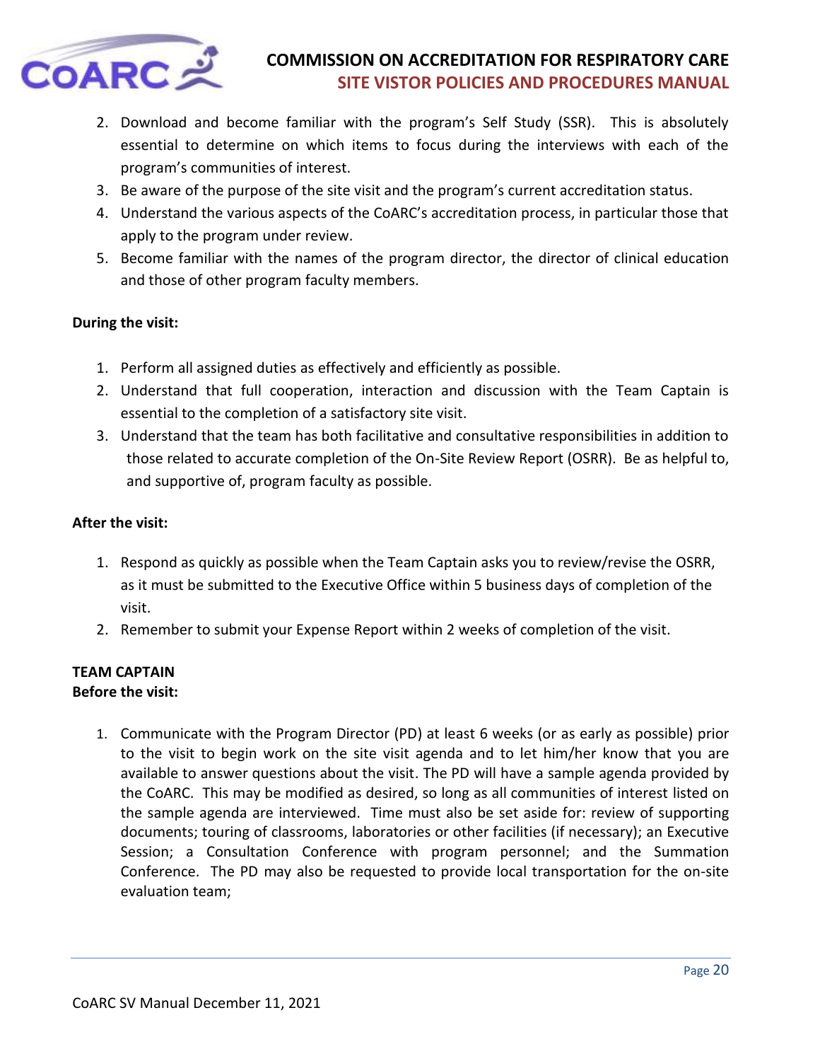2. Download and become familiar with the program's Self Study (SSR). This is absolutely essential to determine on which items to focus during the interviews with each of the program's communities of interest.
3. Be aware of the purpose of the site visit and the program's current accreditation status.
4. Understand the various aspects of the CoARC's accreditation process, in particular those that apply to the program under review.
5. Become familiar with the names of the program director, the director of clinical education and those of other program faculty members.

**During the visit:**

1. Perform all assigned duties as effectively and efficiently as possible.
2. Understand that full cooperation, interaction and discussion with the Team Captain is essential to the completion of a satisfactory site visit.
3. Understand that the team has both facilitative and consultative responsibilities in addition to those related to accurate completion of the On-Site Review Report (OSRR). Be as helpful to, and supportive of, program faculty as possible.

**After the visit:**

1. Respond as quickly as possible when the Team Captain asks you to review/revise the OSRR, as it must be submitted to the Executive Office within 5 business days of completion of the visit.
2. Remember to submit your Expense Report within 2 weeks of completion of the visit.

**TEAM CAPTAIN**
**Before the visit:**

1. Communicate with the Program Director (PD) at least 6 weeks (or as early as possible) prior to the visit to begin work on the site visit agenda and to let him/her know that you are available to answer questions about the visit. The PD will have a sample agenda provided by the CoARC. This may be modified as desired, so long as all communities of interest listed on the sample agenda are interviewed. Time must also be set aside for: review of supporting documents; touring of classrooms, laboratories or other facilities (if necessary); an Executive Session; a Consultation Conference with program personnel; and the Summation Conference. The PD may also be requested to provide local transportation for the on-site evaluation team;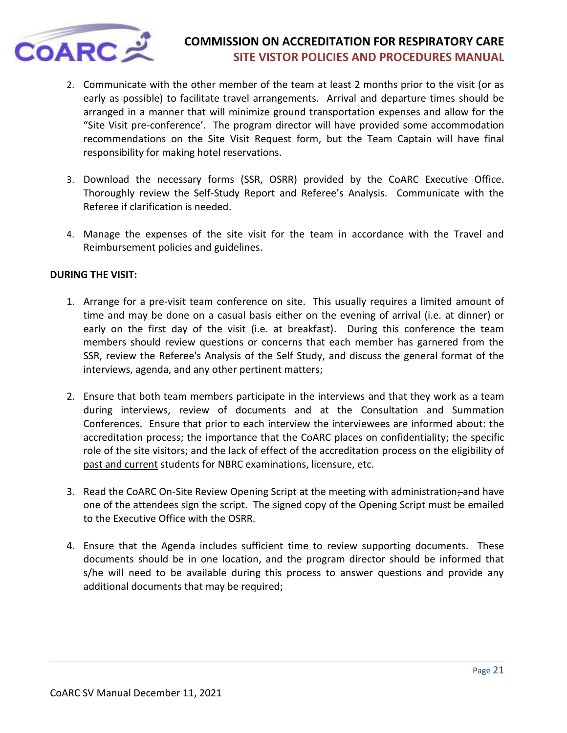2. Communicate with the other member of the team at least 2 months prior to the visit (or as early as possible) to facilitate travel arrangements. Arrival and departure times should be arranged in a manner that will minimize ground transportation expenses and allow for the "Site Visit pre-conference'. The program director will have provided some accommodation recommendations on the Site Visit Request form, but the Team Captain will have final responsibility for making hotel reservations.

3. Download the necessary forms (SSR, OSRR) provided by the CoARC Executive Office. Thoroughly review the Self-Study Report and Referee's Analysis. Communicate with the Referee if clarification is needed.

4. Manage the expenses of the site visit for the team in accordance with the Travel and Reimbursement policies and guidelines.

**DURING THE VISIT:**

1. Arrange for a pre-visit team conference on site. This usually requires a limited amount of time and may be done on a casual basis either on the evening of arrival (i.e. at dinner) or early on the first day of the visit (i.e. at breakfast). During this conference the team members should review questions or concerns that each member has garnered from the SSR, review the Referee's Analysis of the Self Study, and discuss the general format of the interviews, agenda, and any other pertinent matters;

2. Ensure that both team members participate in the interviews and that they work as a team during interviews, review of documents and at the Consultation and Summation Conferences. Ensure that prior to each interview the interviewees are informed about: the accreditation process; the importance that the CoARC places on confidentiality; the specific role of the site visitors; and the lack of effect of the accreditation process on the eligibility of past and current students for NBRC examinations, licensure, etc.

3. Read the CoARC On-Site Review Opening Script at the meeting with administration and have one of the attendees sign the script. The signed copy of the Opening Script must be emailed to the Executive Office with the OSRR.

4. Ensure that the Agenda includes sufficient time to review supporting documents. These documents should be in one location, and the program director should be informed that s/he will need to be available during this process to answer questions and provide any additional documents that may be required;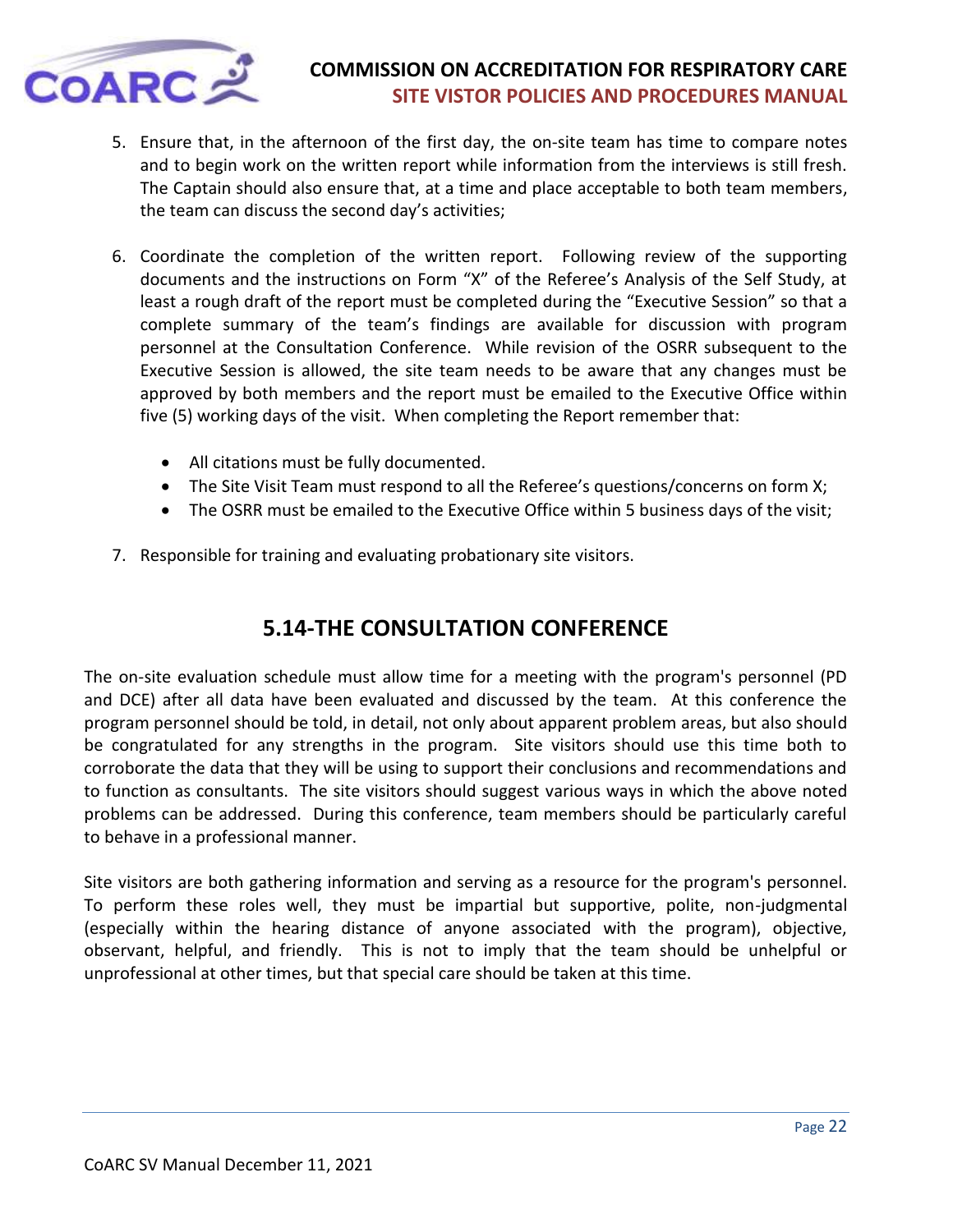5. Ensure that, in the afternoon of the first day, the on-site team has time to compare notes and to begin work on the written report while information from the interviews is still fresh. The Captain should also ensure that, at a time and place acceptable to both team members, the team can discuss the second day's activities;

6. Coordinate the completion of the written report. Following review of the supporting documents and the instructions on Form "X" of the Referee's Analysis of the Self Study, at least a rough draft of the report must be completed during the "Executive Session" so that a complete summary of the team's findings are available for discussion with program personnel at the Consultation Conference. While revision of the OSRR subsequent to the Executive Session is allowed, the site team needs to be aware that any changes must be approved by both members and the report must be emailed to the Executive Office within five (5) working days of the visit. When completing the Report remember that:

   - All citations must be fully documented.
   - The Site Visit Team must respond to all the Referee's questions/concerns on form X;
   - The OSRR must be emailed to the Executive Office within 5 business days of the visit;

7. Responsible for training and evaluating probationary site visitors.

## 5.14-THE CONSULTATION CONFERENCE

The on-site evaluation schedule must allow time for a meeting with the program's personnel (PD and DCE) after all data have been evaluated and discussed by the team. At this conference the program personnel should be told, in detail, not only about apparent problem areas, but also should be congratulated for any strengths in the program. Site visitors should use this time both to corroborate the data that they will be using to support their conclusions and recommendations and to function as consultants. The site visitors should suggest various ways in which the above noted problems can be addressed. During this conference, team members should be particularly careful to behave in a professional manner.

Site visitors are both gathering information and serving as a resource for the program's personnel. To perform these roles well, they must be impartial but supportive, polite, non-judgmental (especially within the hearing distance of anyone associated with the program), objective, observant, helpful, and friendly. This is not to imply that the team should be unhelpful or unprofessional at other times, but that special care should be taken at this time.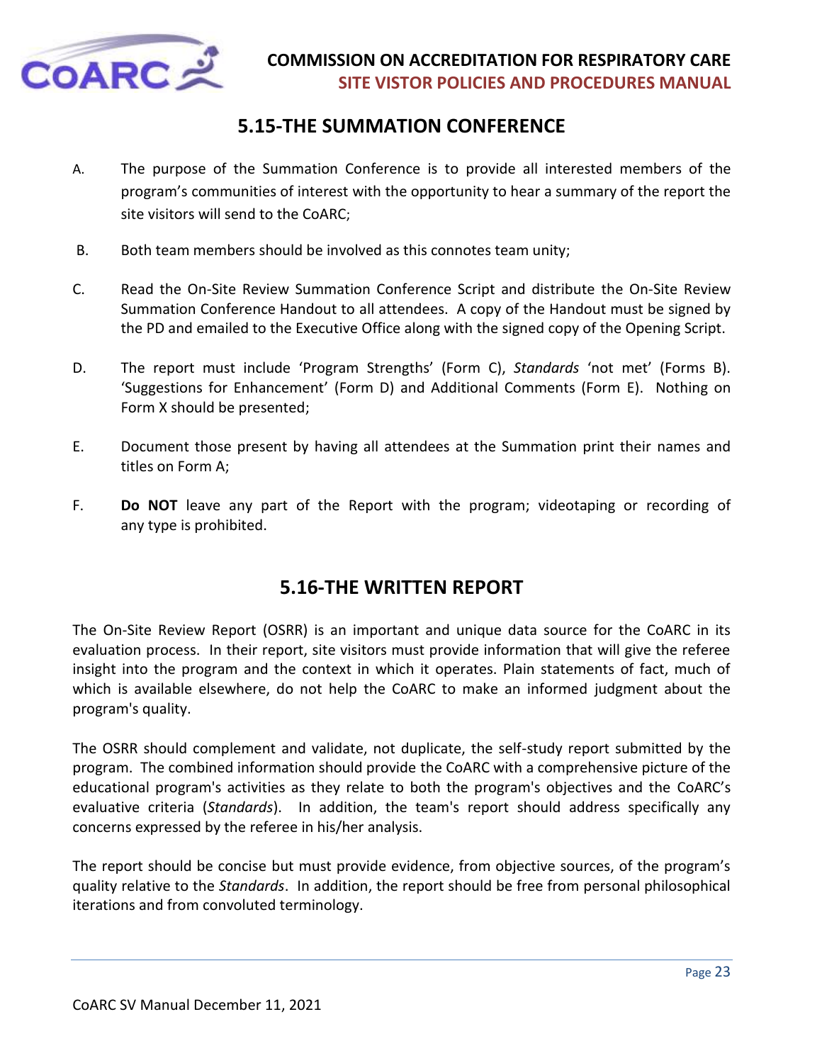## 5.15-THE SUMMATION CONFERENCE

A. The purpose of the Summation Conference is to provide all interested members of the program's communities of interest with the opportunity to hear a summary of the report the site visitors will send to the CoARC;

B. Both team members should be involved as this connotes team unity;

C. Read the On-Site Review Summation Conference Script and distribute the On-Site Review Summation Conference Handout to all attendees. A copy of the Handout must be signed by the PD and emailed to the Executive Office along with the signed copy of the Opening Script.

D. The report must include 'Program Strengths' (Form C), *Standards* 'not met' (Forms B). 'Suggestions for Enhancement' (Form D) and Additional Comments (Form E). Nothing on Form X should be presented;

E. Document those present by having all attendees at the Summation print their names and titles on Form A;

F. **Do NOT** leave any part of the Report with the program; videotaping or recording of any type is prohibited.

## 5.16-THE WRITTEN REPORT

The On-Site Review Report (OSRR) is an important and unique data source for the CoARC in its evaluation process. In their report, site visitors must provide information that will give the referee insight into the program and the context in which it operates. Plain statements of fact, much of which is available elsewhere, do not help the CoARC to make an informed judgment about the program's quality.

The OSRR should complement and validate, not duplicate, the self-study report submitted by the program. The combined information should provide the CoARC with a comprehensive picture of the educational program's activities as they relate to both the program's objectives and the CoARC's evaluative criteria (*Standards*). In addition, the team's report should address specifically any concerns expressed by the referee in his/her analysis.

The report should be concise but must provide evidence, from objective sources, of the program's quality relative to the *Standards*. In addition, the report should be free from personal philosophical iterations and from convoluted terminology.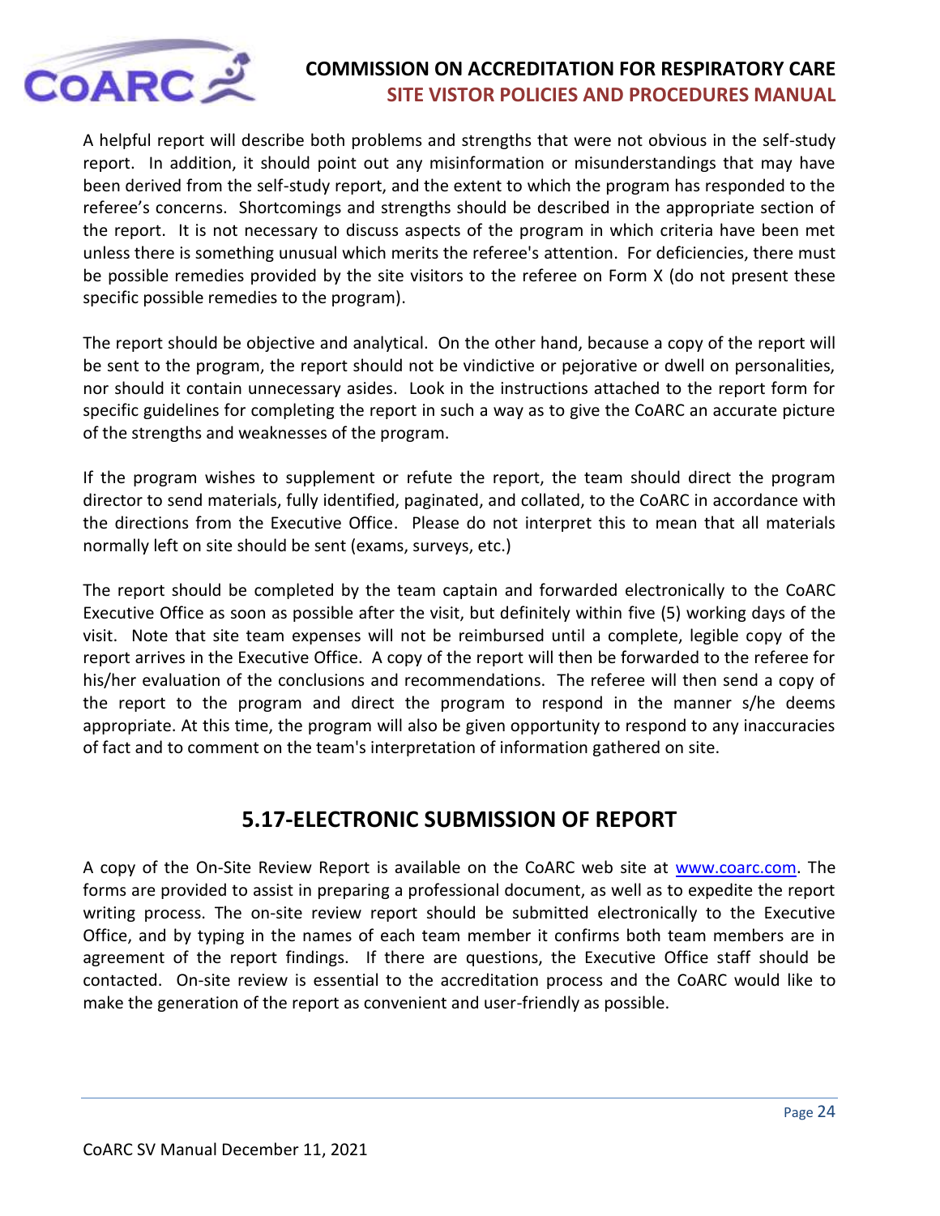A helpful report will describe both problems and strengths that were not obvious in the self-study report. In addition, it should point out any misinformation or misunderstandings that may have been derived from the self-study report, and the extent to which the program has responded to the referee's concerns. Shortcomings and strengths should be described in the appropriate section of the report. It is not necessary to discuss aspects of the program in which criteria have been met unless there is something unusual which merits the referee's attention. For deficiencies, there must be possible remedies provided by the site visitors to the referee on Form X (do not present these specific possible remedies to the program).

The report should be objective and analytical. On the other hand, because a copy of the report will be sent to the program, the report should not be vindictive or pejorative or dwell on personalities, nor should it contain unnecessary asides. Look in the instructions attached to the report form for specific guidelines for completing the report in such a way as to give the CoARC an accurate picture of the strengths and weaknesses of the program.

If the program wishes to supplement or refute the report, the team should direct the program director to send materials, fully identified, paginated, and collated, to the CoARC in accordance with the directions from the Executive Office. Please do not interpret this to mean that all materials normally left on site should be sent (exams, surveys, etc.)

The report should be completed by the team captain and forwarded electronically to the CoARC Executive Office as soon as possible after the visit, but definitely within five (5) working days of the visit. Note that site team expenses will not be reimbursed until a complete, legible copy of the report arrives in the Executive Office. A copy of the report will then be forwarded to the referee for his/her evaluation of the conclusions and recommendations. The referee will then send a copy of the report to the program and direct the program to respond in the manner s/he deems appropriate. At this time, the program will also be given opportunity to respond to any inaccuracies of fact and to comment on the team's interpretation of information gathered on site.

## 5.17-ELECTRONIC SUBMISSION OF REPORT

A copy of the On-Site Review Report is available on the CoARC web site at www.coarc.com. The forms are provided to assist in preparing a professional document, as well as to expedite the report writing process. The on-site review report should be submitted electronically to the Executive Office, and by typing in the names of each team member it confirms both team members are in agreement of the report findings. If there are questions, the Executive Office staff should be contacted. On-site review is essential to the accreditation process and the CoARC would like to make the generation of the report as convenient and user-friendly as possible.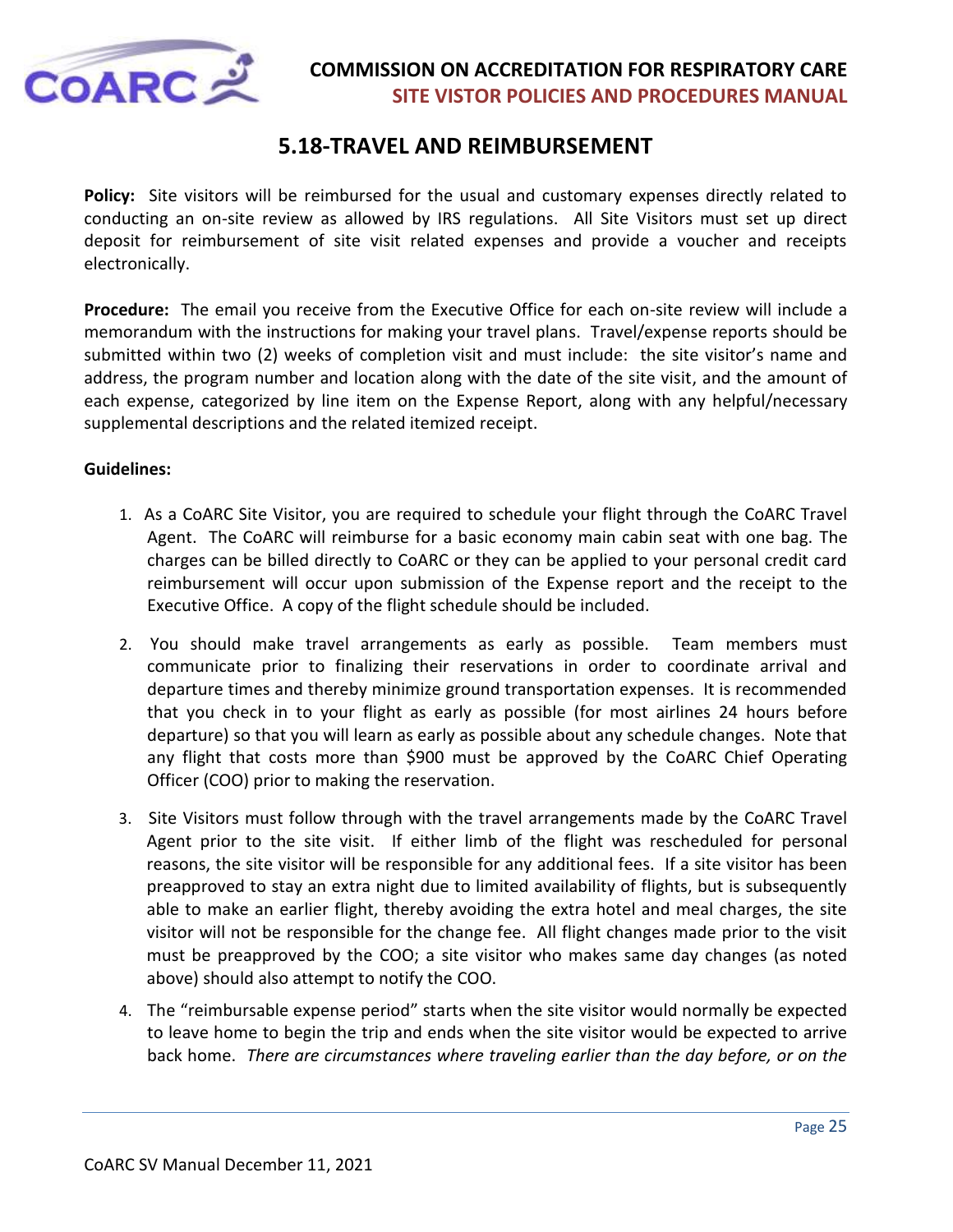## 5.18-TRAVEL AND REIMBURSEMENT

**Policy:** Site visitors will be reimbursed for the usual and customary expenses directly related to conducting an on-site review as allowed by IRS regulations. All Site Visitors must set up direct deposit for reimbursement of site visit related expenses and provide a voucher and receipts electronically.

**Procedure:** The email you receive from the Executive Office for each on-site review will include a memorandum with the instructions for making your travel plans. Travel/expense reports should be submitted within two (2) weeks of completion visit and must include: the site visitor's name and address, the program number and location along with the date of the site visit, and the amount of each expense, categorized by line item on the Expense Report, along with any helpful/necessary supplemental descriptions and the related itemized receipt.

**Guidelines:**

1. As a CoARC Site Visitor, you are required to schedule your flight through the CoARC Travel Agent. The CoARC will reimburse for a basic economy main cabin seat with one bag. The charges can be billed directly to CoARC or they can be applied to your personal credit card reimbursement will occur upon submission of the Expense report and the receipt to the Executive Office. A copy of the flight schedule should be included.
2. You should make travel arrangements as early as possible. Team members must communicate prior to finalizing their reservations in order to coordinate arrival and departure times and thereby minimize ground transportation expenses. It is recommended that you check in to your flight as early as possible (for most airlines 24 hours before departure) so that you will learn as early as possible about any schedule changes. Note that any flight that costs more than $900 must be approved by the CoARC Chief Operating Officer (COO) prior to making the reservation.
3. Site Visitors must follow through with the travel arrangements made by the CoARC Travel Agent prior to the site visit. If either limb of the flight was rescheduled for personal reasons, the site visitor will be responsible for any additional fees. If a site visitor has been preapproved to stay an extra night due to limited availability of flights, but is subsequently able to make an earlier flight, thereby avoiding the extra hotel and meal charges, the site visitor will not be responsible for the change fee. All flight changes made prior to the visit must be preapproved by the COO; a site visitor who makes same day changes (as noted above) should also attempt to notify the COO.
4. The "reimbursable expense period" starts when the site visitor would normally be expected to leave home to begin the trip and ends when the site visitor would be expected to arrive back home. *There are circumstances where traveling earlier than the day before, or on the*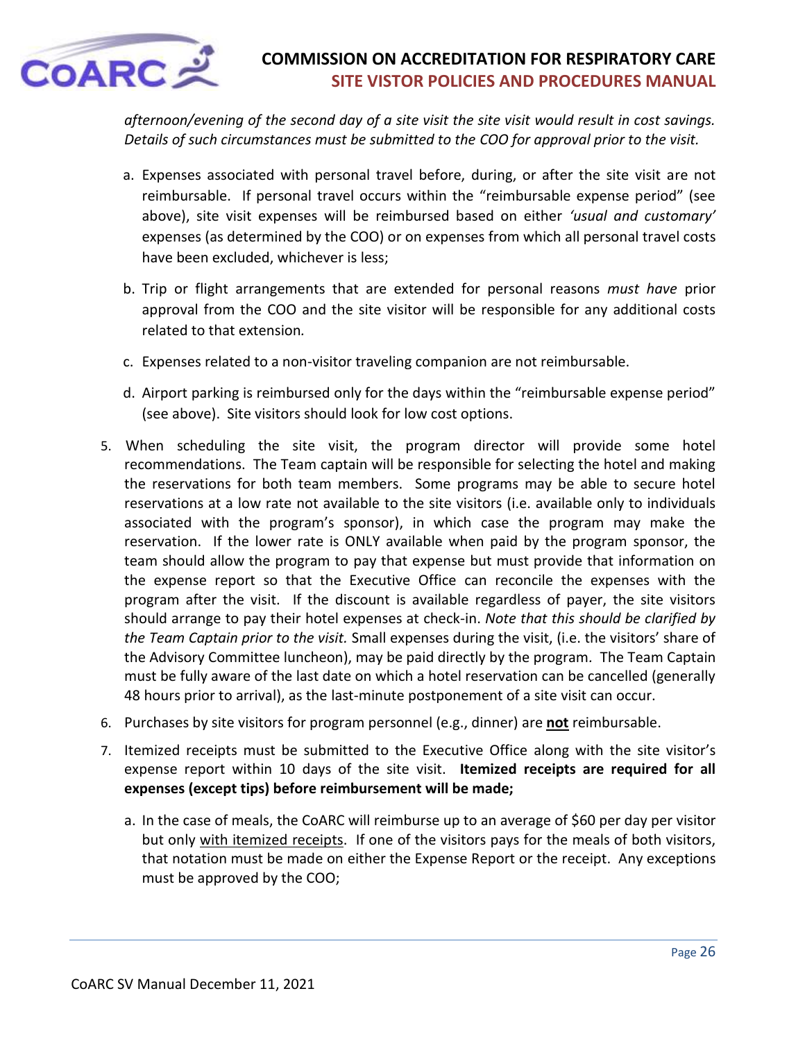*afternoon/evening of the second day of a site visit the site visit would result in cost savings. Details of such circumstances must be submitted to the COO for approval prior to the visit.*

a. Expenses associated with personal travel before, during, or after the site visit are not reimbursable. If personal travel occurs within the "reimbursable expense period" (see above), site visit expenses will be reimbursed based on either *'usual and customary'* expenses (as determined by the COO) or on expenses from which all personal travel costs have been excluded, whichever is less;

b. Trip or flight arrangements that are extended for personal reasons *must have* prior approval from the COO and the site visitor will be responsible for any additional costs related to that extension*.*

c. Expenses related to a non-visitor traveling companion are not reimbursable.

d. Airport parking is reimbursed only for the days within the "reimbursable expense period" (see above). Site visitors should look for low cost options.

5. When scheduling the site visit, the program director will provide some hotel recommendations. The Team captain will be responsible for selecting the hotel and making the reservations for both team members. Some programs may be able to secure hotel reservations at a low rate not available to the site visitors (i.e. available only to individuals associated with the program's sponsor), in which case the program may make the reservation. If the lower rate is ONLY available when paid by the program sponsor, the team should allow the program to pay that expense but must provide that information on the expense report so that the Executive Office can reconcile the expenses with the program after the visit. If the discount is available regardless of payer, the site visitors should arrange to pay their hotel expenses at check-in. *Note that this should be clarified by the Team Captain prior to the visit.* Small expenses during the visit, (i.e. the visitors' share of the Advisory Committee luncheon), may be paid directly by the program. The Team Captain must be fully aware of the last date on which a hotel reservation can be cancelled (generally 48 hours prior to arrival), as the last-minute postponement of a site visit can occur.
6. Purchases by site visitors for program personnel (e.g., dinner) are **not** reimbursable.
7. Itemized receipts must be submitted to the Executive Office along with the site visitor's expense report within 10 days of the site visit. **Itemized receipts are required for all expenses (except tips) before reimbursement will be made;**

a. In the case of meals, the CoARC will reimburse up to an average of $60 per day per visitor but only with itemized receipts. If one of the visitors pays for the meals of both visitors, that notation must be made on either the Expense Report or the receipt. Any exceptions must be approved by the COO;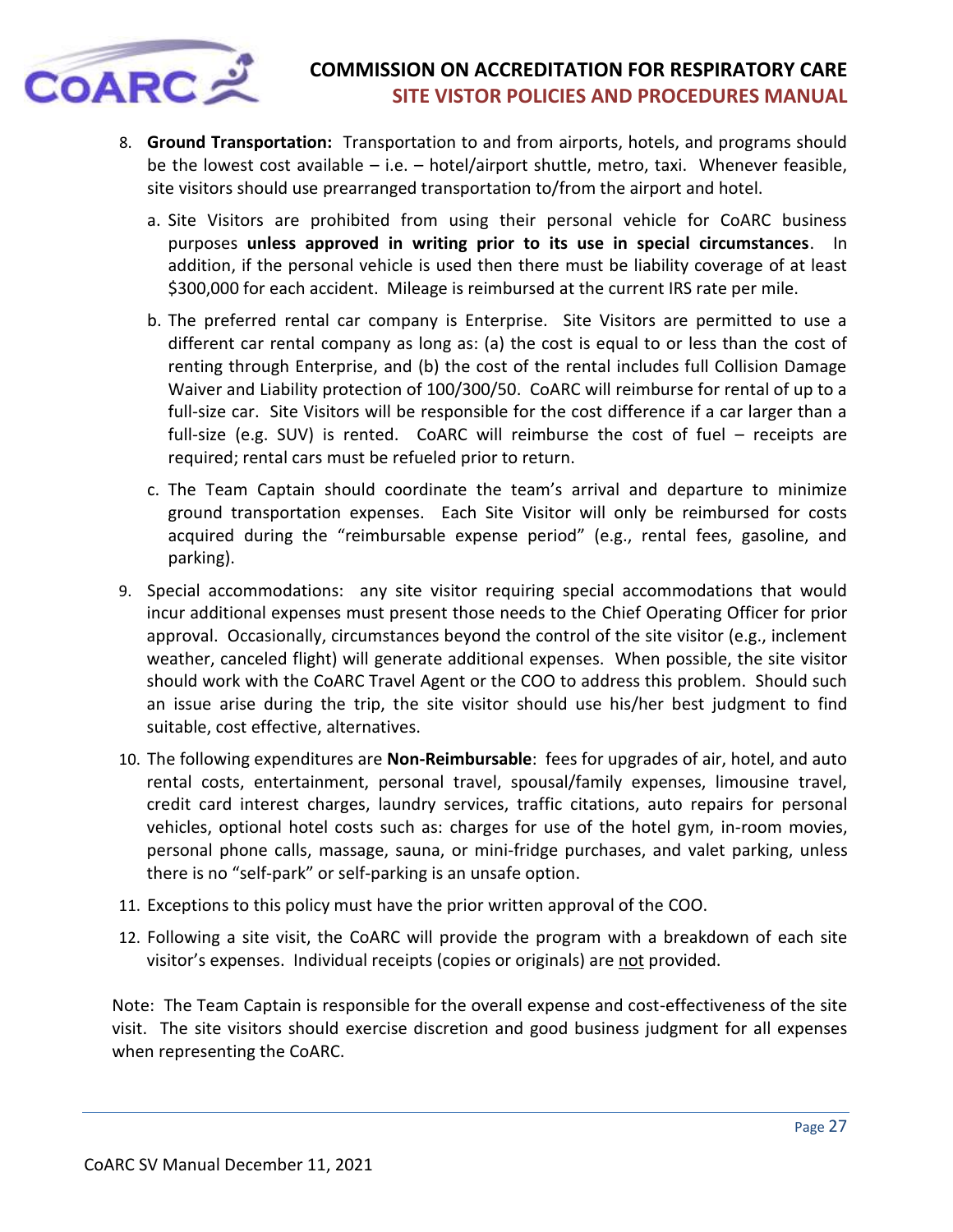8. **Ground Transportation:** Transportation to and from airports, hotels, and programs should be the lowest cost available – i.e. – hotel/airport shuttle, metro, taxi. Whenever feasible, site visitors should use prearranged transportation to/from the airport and hotel.

   a. Site Visitors are prohibited from using their personal vehicle for CoARC business purposes **unless approved in writing prior to its use in special circumstances**. In addition, if the personal vehicle is used then there must be liability coverage of at least $300,000 for each accident. Mileage is reimbursed at the current IRS rate per mile.

   b. The preferred rental car company is Enterprise. Site Visitors are permitted to use a different car rental company as long as: (a) the cost is equal to or less than the cost of renting through Enterprise, and (b) the cost of the rental includes full Collision Damage Waiver and Liability protection of 100/300/50. CoARC will reimburse for rental of up to a full-size car. Site Visitors will be responsible for the cost difference if a car larger than a full-size (e.g. SUV) is rented. CoARC will reimburse the cost of fuel – receipts are required; rental cars must be refueled prior to return.

   c. The Team Captain should coordinate the team's arrival and departure to minimize ground transportation expenses. Each Site Visitor will only be reimbursed for costs acquired during the "reimbursable expense period" (e.g., rental fees, gasoline, and parking).

9. Special accommodations: any site visitor requiring special accommodations that would incur additional expenses must present those needs to the Chief Operating Officer for prior approval. Occasionally, circumstances beyond the control of the site visitor (e.g., inclement weather, canceled flight) will generate additional expenses. When possible, the site visitor should work with the CoARC Travel Agent or the COO to address this problem. Should such an issue arise during the trip, the site visitor should use his/her best judgment to find suitable, cost effective, alternatives.

10. The following expenditures are **Non-Reimbursable**: fees for upgrades of air, hotel, and auto rental costs, entertainment, personal travel, spousal/family expenses, limousine travel, credit card interest charges, laundry services, traffic citations, auto repairs for personal vehicles, optional hotel costs such as: charges for use of the hotel gym, in-room movies, personal phone calls, massage, sauna, or mini-fridge purchases, and valet parking, unless there is no "self-park" or self-parking is an unsafe option.

11. Exceptions to this policy must have the prior written approval of the COO.

12. Following a site visit, the CoARC will provide the program with a breakdown of each site visitor's expenses. Individual receipts (copies or originals) are <u>not</u> provided.

Note: The Team Captain is responsible for the overall expense and cost-effectiveness of the site visit. The site visitors should exercise discretion and good business judgment for all expenses when representing the CoARC.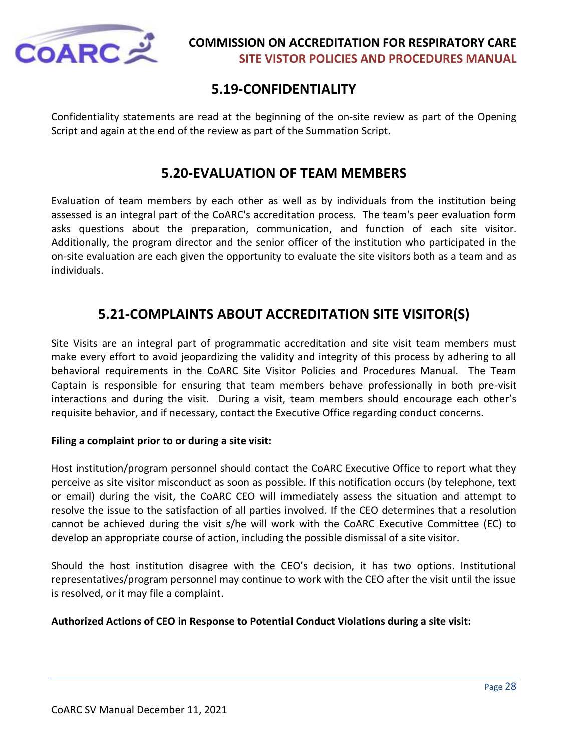## 5.19-CONFIDENTIALITY

Confidentiality statements are read at the beginning of the on-site review as part of the Opening Script and again at the end of the review as part of the Summation Script.

## 5.20-EVALUATION OF TEAM MEMBERS

Evaluation of team members by each other as well as by individuals from the institution being assessed is an integral part of the CoARC's accreditation process. The team's peer evaluation form asks questions about the preparation, communication, and function of each site visitor. Additionally, the program director and the senior officer of the institution who participated in the on-site evaluation are each given the opportunity to evaluate the site visitors both as a team and as individuals.

## 5.21-COMPLAINTS ABOUT ACCREDITATION SITE VISITOR(S)

Site Visits are an integral part of programmatic accreditation and site visit team members must make every effort to avoid jeopardizing the validity and integrity of this process by adhering to all behavioral requirements in the CoARC Site Visitor Policies and Procedures Manual. The Team Captain is responsible for ensuring that team members behave professionally in both pre-visit interactions and during the visit. During a visit, team members should encourage each other's requisite behavior, and if necessary, contact the Executive Office regarding conduct concerns.

**Filing a complaint prior to or during a site visit:**

Host institution/program personnel should contact the CoARC Executive Office to report what they perceive as site visitor misconduct as soon as possible. If this notification occurs (by telephone, text or email) during the visit, the CoARC CEO will immediately assess the situation and attempt to resolve the issue to the satisfaction of all parties involved. If the CEO determines that a resolution cannot be achieved during the visit s/he will work with the CoARC Executive Committee (EC) to develop an appropriate course of action, including the possible dismissal of a site visitor.

Should the host institution disagree with the CEO's decision, it has two options. Institutional representatives/program personnel may continue to work with the CEO after the visit until the issue is resolved, or it may file a complaint.

**Authorized Actions of CEO in Response to Potential Conduct Violations during a site visit:**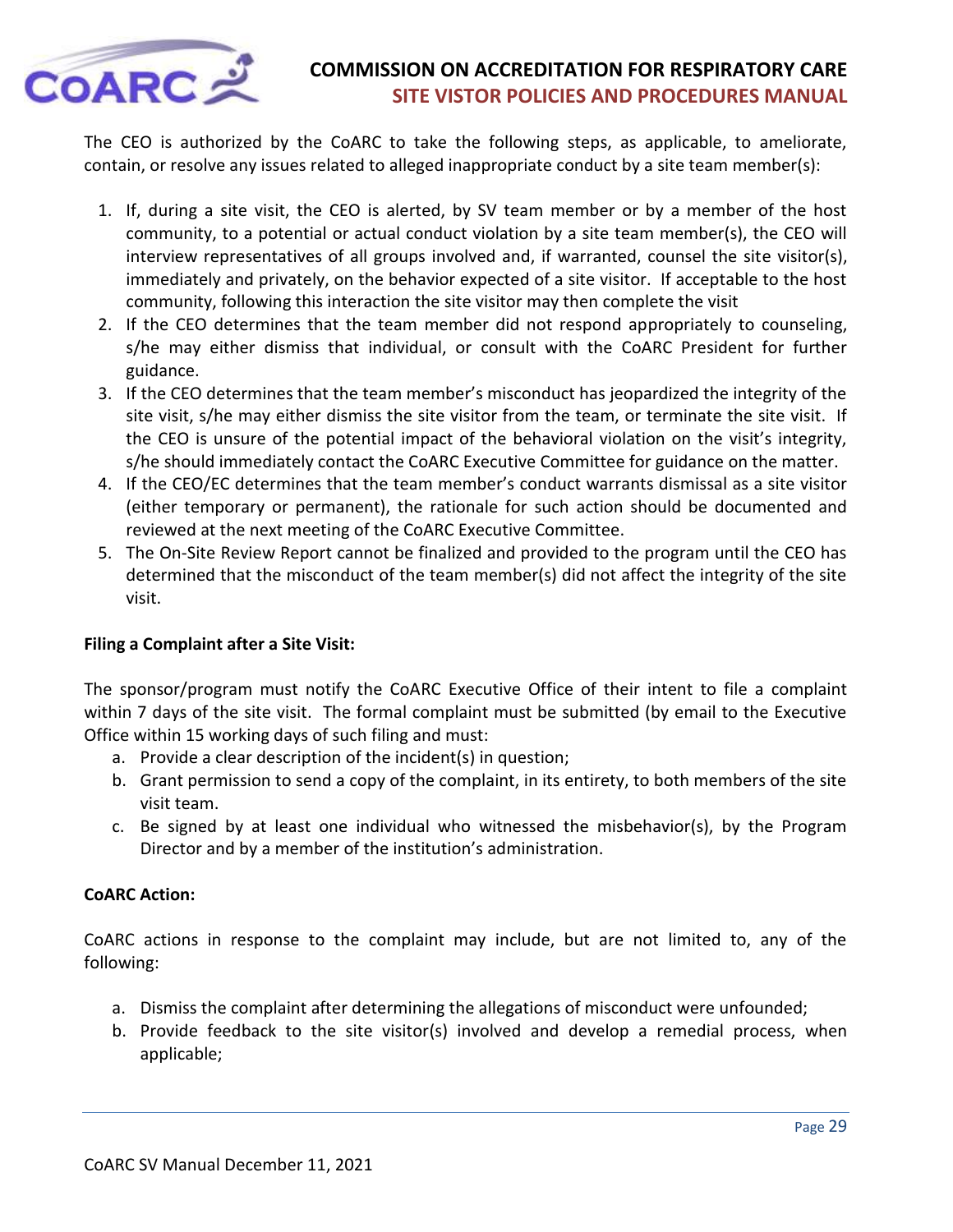The CEO is authorized by the CoARC to take the following steps, as applicable, to ameliorate, contain, or resolve any issues related to alleged inappropriate conduct by a site team member(s):

1. If, during a site visit, the CEO is alerted, by SV team member or by a member of the host community, to a potential or actual conduct violation by a site team member(s), the CEO will interview representatives of all groups involved and, if warranted, counsel the site visitor(s), immediately and privately, on the behavior expected of a site visitor. If acceptable to the host community, following this interaction the site visitor may then complete the visit
2. If the CEO determines that the team member did not respond appropriately to counseling, s/he may either dismiss that individual, or consult with the CoARC President for further guidance.
3. If the CEO determines that the team member's misconduct has jeopardized the integrity of the site visit, s/he may either dismiss the site visitor from the team, or terminate the site visit. If the CEO is unsure of the potential impact of the behavioral violation on the visit's integrity, s/he should immediately contact the CoARC Executive Committee for guidance on the matter.
4. If the CEO/EC determines that the team member's conduct warrants dismissal as a site visitor (either temporary or permanent), the rationale for such action should be documented and reviewed at the next meeting of the CoARC Executive Committee.
5. The On-Site Review Report cannot be finalized and provided to the program until the CEO has determined that the misconduct of the team member(s) did not affect the integrity of the site visit.

**Filing a Complaint after a Site Visit:**

The sponsor/program must notify the CoARC Executive Office of their intent to file a complaint within 7 days of the site visit. The formal complaint must be submitted (by email to the Executive Office within 15 working days of such filing and must:

a. Provide a clear description of the incident(s) in question;
b. Grant permission to send a copy of the complaint, in its entirety, to both members of the site visit team.
c. Be signed by at least one individual who witnessed the misbehavior(s), by the Program Director and by a member of the institution's administration.

**CoARC Action:**

CoARC actions in response to the complaint may include, but are not limited to, any of the following:

a. Dismiss the complaint after determining the allegations of misconduct were unfounded;
b. Provide feedback to the site visitor(s) involved and develop a remedial process, when applicable;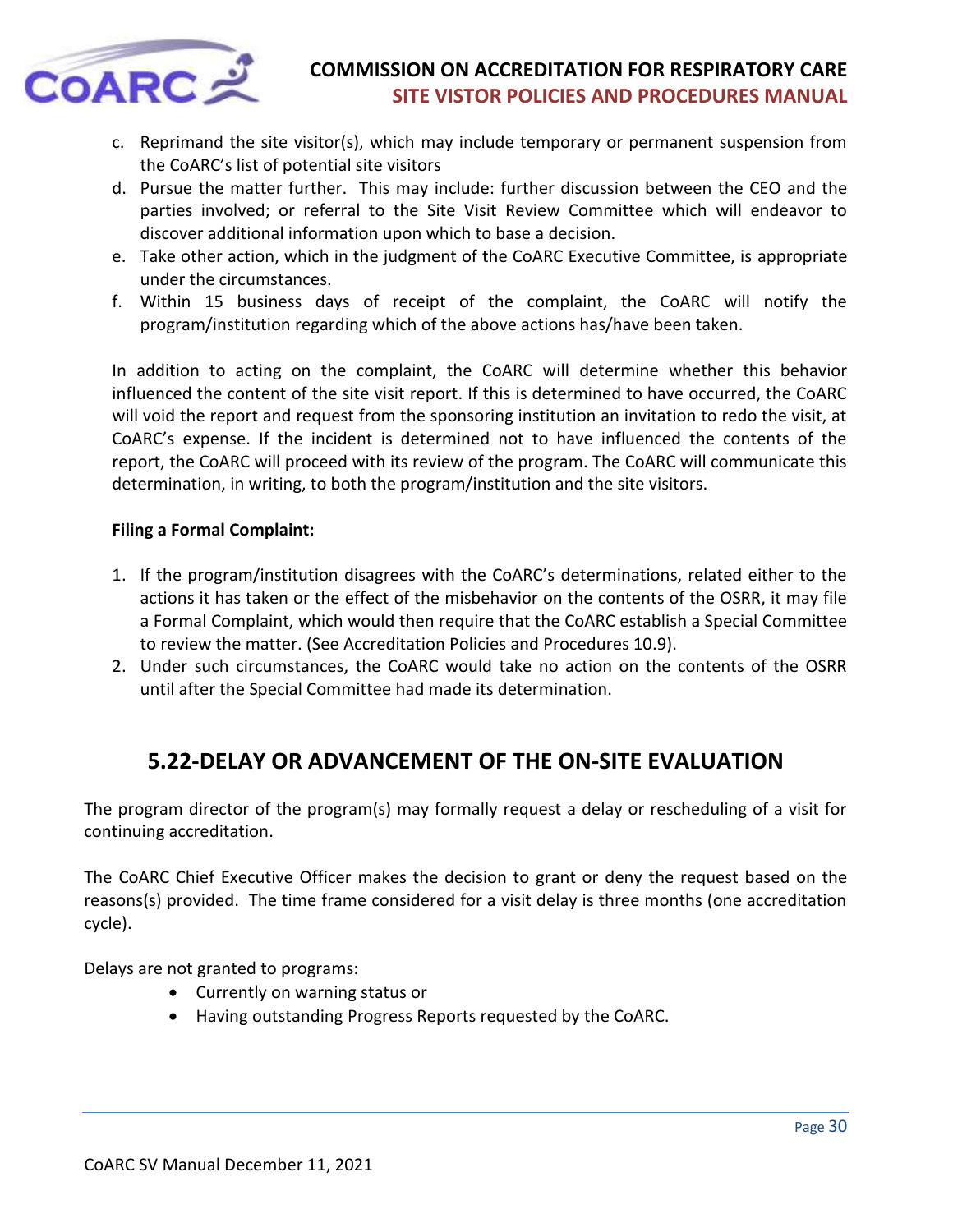c. Reprimand the site visitor(s), which may include temporary or permanent suspension from the CoARC's list of potential site visitors
d. Pursue the matter further. This may include: further discussion between the CEO and the parties involved; or referral to the Site Visit Review Committee which will endeavor to discover additional information upon which to base a decision.
e. Take other action, which in the judgment of the CoARC Executive Committee, is appropriate under the circumstances.
f. Within 15 business days of receipt of the complaint, the CoARC will notify the program/institution regarding which of the above actions has/have been taken.

In addition to acting on the complaint, the CoARC will determine whether this behavior influenced the content of the site visit report. If this is determined to have occurred, the CoARC will void the report and request from the sponsoring institution an invitation to redo the visit, at CoARC's expense. If the incident is determined not to have influenced the contents of the report, the CoARC will proceed with its review of the program. The CoARC will communicate this determination, in writing, to both the program/institution and the site visitors.

**Filing a Formal Complaint:**

1. If the program/institution disagrees with the CoARC's determinations, related either to the actions it has taken or the effect of the misbehavior on the contents of the OSRR, it may file a Formal Complaint, which would then require that the CoARC establish a Special Committee to review the matter. (See Accreditation Policies and Procedures 10.9).
2. Under such circumstances, the CoARC would take no action on the contents of the OSRR until after the Special Committee had made its determination.

## 5.22-DELAY OR ADVANCEMENT OF THE ON-SITE EVALUATION

The program director of the program(s) may formally request a delay or rescheduling of a visit for continuing accreditation.

The CoARC Chief Executive Officer makes the decision to grant or deny the request based on the reasons(s) provided. The time frame considered for a visit delay is three months (one accreditation cycle).

Delays are not granted to programs:

- Currently on warning status or
- Having outstanding Progress Reports requested by the CoARC.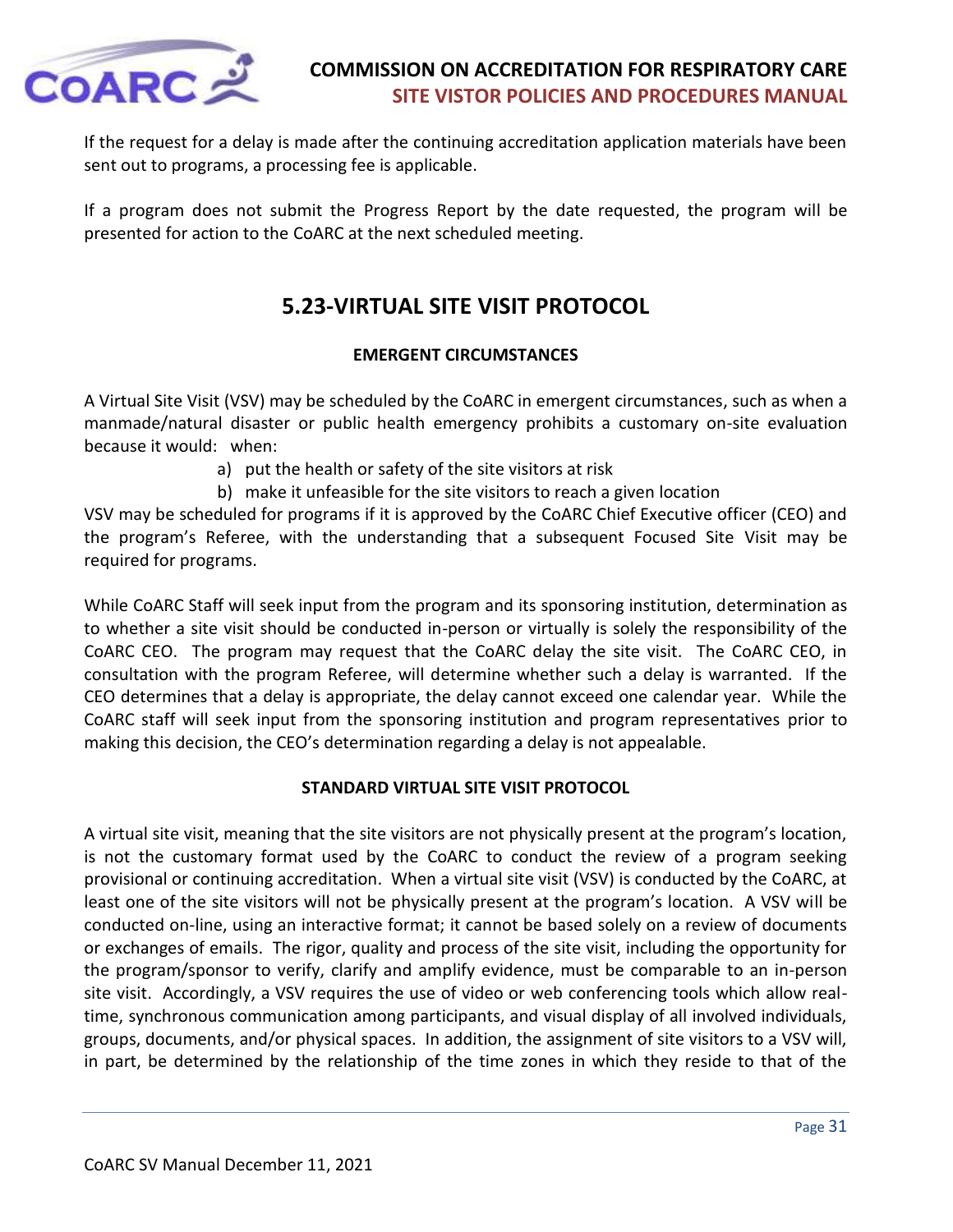If the request for a delay is made after the continuing accreditation application materials have been sent out to programs, a processing fee is applicable.

If a program does not submit the Progress Report by the date requested, the program will be presented for action to the CoARC at the next scheduled meeting.

## 5.23-VIRTUAL SITE VISIT PROTOCOL

### EMERGENT CIRCUMSTANCES

A Virtual Site Visit (VSV) may be scheduled by the CoARC in emergent circumstances, such as when a manmade/natural disaster or public health emergency prohibits a customary on-site evaluation because it would: when:

a) put the health or safety of the site visitors at risk
b) make it unfeasible for the site visitors to reach a given location

VSV may be scheduled for programs if it is approved by the CoARC Chief Executive officer (CEO) and the program's Referee, with the understanding that a subsequent Focused Site Visit may be required for programs.

While CoARC Staff will seek input from the program and its sponsoring institution, determination as to whether a site visit should be conducted in-person or virtually is solely the responsibility of the CoARC CEO. The program may request that the CoARC delay the site visit. The CoARC CEO, in consultation with the program Referee, will determine whether such a delay is warranted. If the CEO determines that a delay is appropriate, the delay cannot exceed one calendar year. While the CoARC staff will seek input from the sponsoring institution and program representatives prior to making this decision, the CEO's determination regarding a delay is not appealable.

### STANDARD VIRTUAL SITE VISIT PROTOCOL

A virtual site visit, meaning that the site visitors are not physically present at the program's location, is not the customary format used by the CoARC to conduct the review of a program seeking provisional or continuing accreditation. When a virtual site visit (VSV) is conducted by the CoARC, at least one of the site visitors will not be physically present at the program's location. A VSV will be conducted on-line, using an interactive format; it cannot be based solely on a review of documents or exchanges of emails. The rigor, quality and process of the site visit, including the opportunity for the program/sponsor to verify, clarify and amplify evidence, must be comparable to an in-person site visit. Accordingly, a VSV requires the use of video or web conferencing tools which allow real-time, synchronous communication among participants, and visual display of all involved individuals, groups, documents, and/or physical spaces. In addition, the assignment of site visitors to a VSV will, in part, be determined by the relationship of the time zones in which they reside to that of the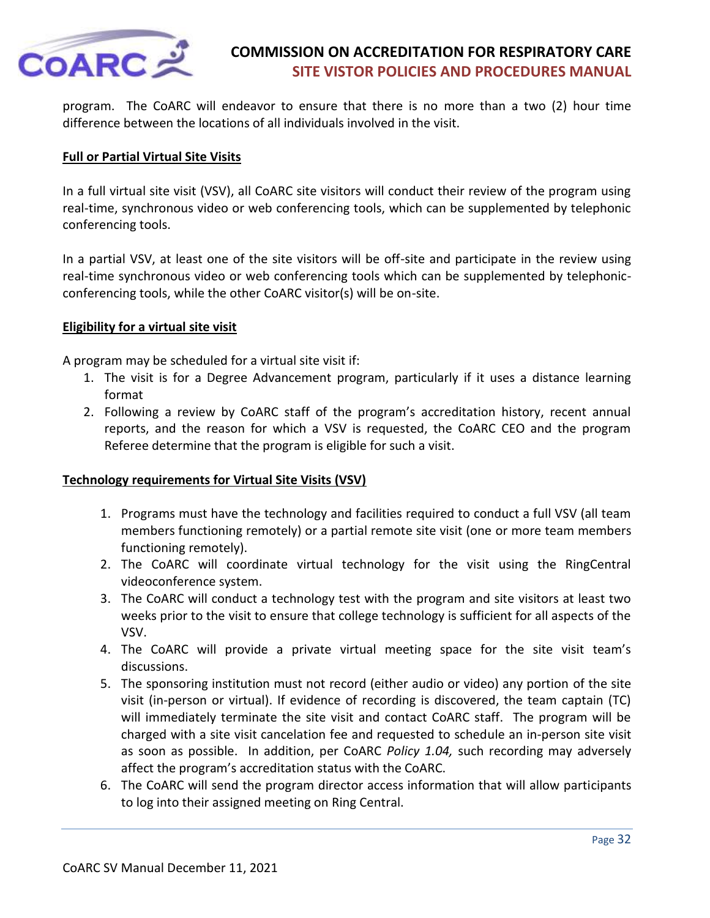program. The CoARC will endeavor to ensure that there is no more than a two (2) hour time difference between the locations of all individuals involved in the visit.

**Full or Partial Virtual Site Visits**

In a full virtual site visit (VSV), all CoARC site visitors will conduct their review of the program using real-time, synchronous video or web conferencing tools, which can be supplemented by telephonic conferencing tools.

In a partial VSV, at least one of the site visitors will be off-site and participate in the review using real-time synchronous video or web conferencing tools which can be supplemented by telephonic-conferencing tools, while the other CoARC visitor(s) will be on-site.

**Eligibility for a virtual site visit**

A program may be scheduled for a virtual site visit if:

1. The visit is for a Degree Advancement program, particularly if it uses a distance learning format
2. Following a review by CoARC staff of the program's accreditation history, recent annual reports, and the reason for which a VSV is requested, the CoARC CEO and the program Referee determine that the program is eligible for such a visit.

**Technology requirements for Virtual Site Visits (VSV)**

1. Programs must have the technology and facilities required to conduct a full VSV (all team members functioning remotely) or a partial remote site visit (one or more team members functioning remotely).
2. The CoARC will coordinate virtual technology for the visit using the RingCentral videoconference system.
3. The CoARC will conduct a technology test with the program and site visitors at least two weeks prior to the visit to ensure that college technology is sufficient for all aspects of the VSV.
4. The CoARC will provide a private virtual meeting space for the site visit team's discussions.
5. The sponsoring institution must not record (either audio or video) any portion of the site visit (in-person or virtual). If evidence of recording is discovered, the team captain (TC) will immediately terminate the site visit and contact CoARC staff. The program will be charged with a site visit cancelation fee and requested to schedule an in-person site visit as soon as possible. In addition, per CoARC *Policy 1.04,* such recording may adversely affect the program's accreditation status with the CoARC.
6. The CoARC will send the program director access information that will allow participants to log into their assigned meeting on Ring Central.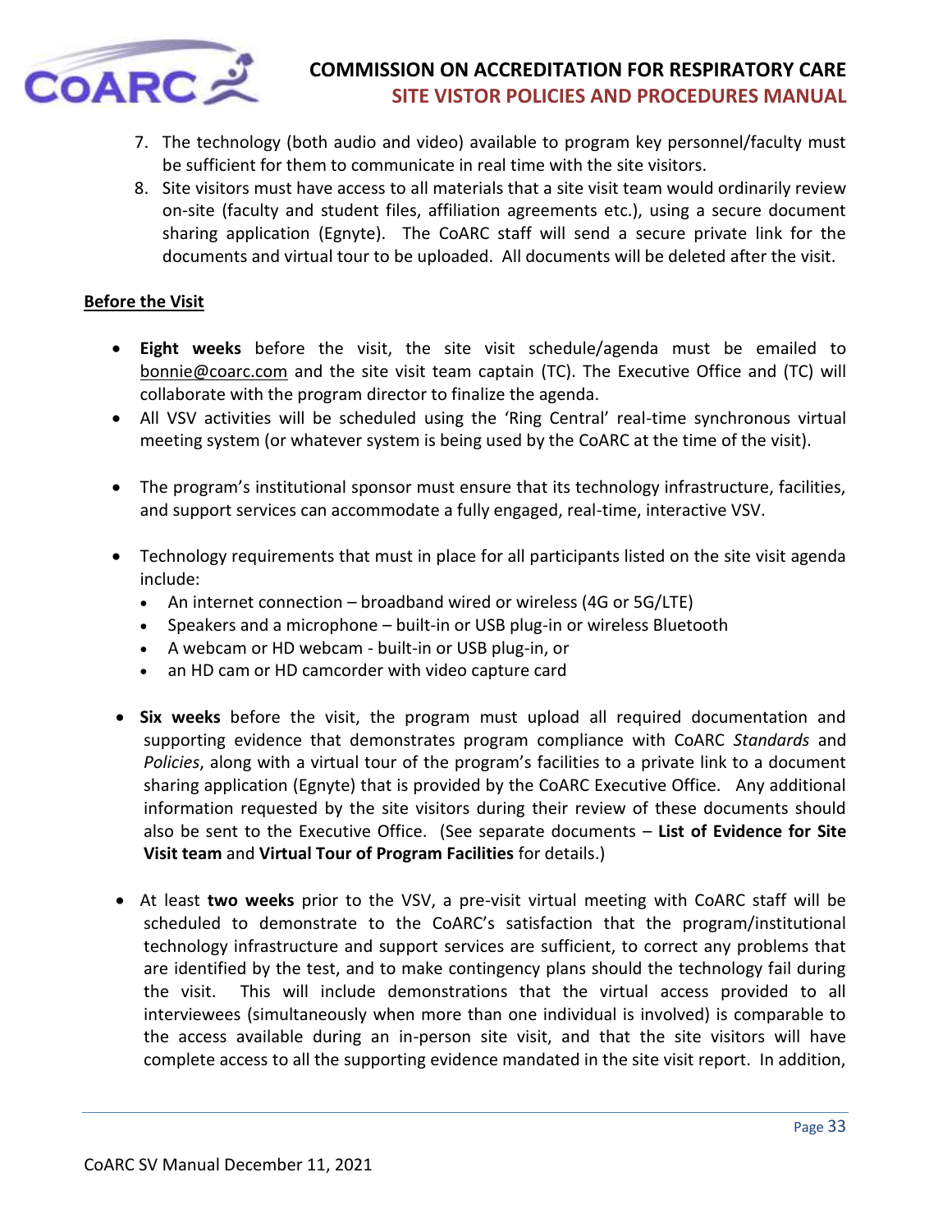7. The technology (both audio and video) available to program key personnel/faculty must be sufficient for them to communicate in real time with the site visitors.
8. Site visitors must have access to all materials that a site visit team would ordinarily review on-site (faculty and student files, affiliation agreements etc.), using a secure document sharing application (Egnyte). The CoARC staff will send a secure private link for the documents and virtual tour to be uploaded. All documents will be deleted after the visit.

**Before the Visit**

- **Eight weeks** before the visit, the site visit schedule/agenda must be emailed to bonnie@coarc.com and the site visit team captain (TC). The Executive Office and (TC) will collaborate with the program director to finalize the agenda.
- All VSV activities will be scheduled using the 'Ring Central' real-time synchronous virtual meeting system (or whatever system is being used by the CoARC at the time of the visit).
- The program's institutional sponsor must ensure that its technology infrastructure, facilities, and support services can accommodate a fully engaged, real-time, interactive VSV.
- Technology requirements that must in place for all participants listed on the site visit agenda include:
  - An internet connection – broadband wired or wireless (4G or 5G/LTE)
  - Speakers and a microphone – built-in or USB plug-in or wireless Bluetooth
  - A webcam or HD webcam - built-in or USB plug-in, or
  - an HD cam or HD camcorder with video capture card
- **Six weeks** before the visit, the program must upload all required documentation and supporting evidence that demonstrates program compliance with CoARC *Standards* and *Policies*, along with a virtual tour of the program's facilities to a private link to a document sharing application (Egnyte) that is provided by the CoARC Executive Office. Any additional information requested by the site visitors during their review of these documents should also be sent to the Executive Office. (See separate documents – **List of Evidence for Site Visit team** and **Virtual Tour of Program Facilities** for details.)
- At least **two weeks** prior to the VSV, a pre-visit virtual meeting with CoARC staff will be scheduled to demonstrate to the CoARC's satisfaction that the program/institutional technology infrastructure and support services are sufficient, to correct any problems that are identified by the test, and to make contingency plans should the technology fail during the visit. This will include demonstrations that the virtual access provided to all interviewees (simultaneously when more than one individual is involved) is comparable to the access available during an in-person site visit, and that the site visitors will have complete access to all the supporting evidence mandated in the site visit report. In addition,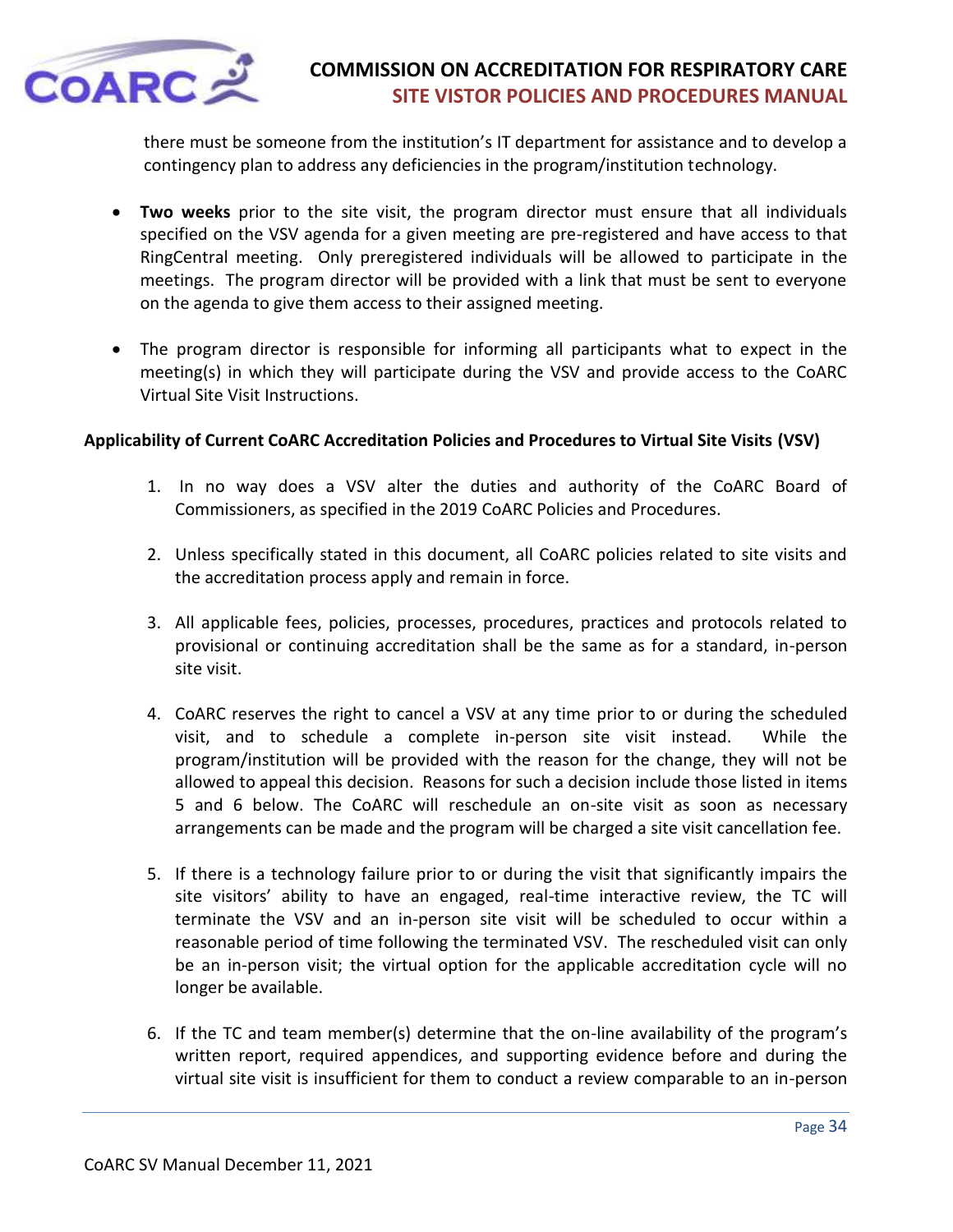there must be someone from the institution's IT department for assistance and to develop a contingency plan to address any deficiencies in the program/institution technology.

- **Two weeks** prior to the site visit, the program director must ensure that all individuals specified on the VSV agenda for a given meeting are pre-registered and have access to that RingCentral meeting. Only preregistered individuals will be allowed to participate in the meetings. The program director will be provided with a link that must be sent to everyone on the agenda to give them access to their assigned meeting.

- The program director is responsible for informing all participants what to expect in the meeting(s) in which they will participate during the VSV and provide access to the CoARC Virtual Site Visit Instructions.

**Applicability of Current CoARC Accreditation Policies and Procedures to Virtual Site Visits (VSV)**

1. In no way does a VSV alter the duties and authority of the CoARC Board of Commissioners, as specified in the 2019 CoARC Policies and Procedures.

2. Unless specifically stated in this document, all CoARC policies related to site visits and the accreditation process apply and remain in force.

3. All applicable fees, policies, processes, procedures, practices and protocols related to provisional or continuing accreditation shall be the same as for a standard, in-person site visit.

4. CoARC reserves the right to cancel a VSV at any time prior to or during the scheduled visit, and to schedule a complete in-person site visit instead. While the program/institution will be provided with the reason for the change, they will not be allowed to appeal this decision. Reasons for such a decision include those listed in items 5 and 6 below. The CoARC will reschedule an on-site visit as soon as necessary arrangements can be made and the program will be charged a site visit cancellation fee.

5. If there is a technology failure prior to or during the visit that significantly impairs the site visitors' ability to have an engaged, real-time interactive review, the TC will terminate the VSV and an in-person site visit will be scheduled to occur within a reasonable period of time following the terminated VSV. The rescheduled visit can only be an in-person visit; the virtual option for the applicable accreditation cycle will no longer be available.

6. If the TC and team member(s) determine that the on-line availability of the program's written report, required appendices, and supporting evidence before and during the virtual site visit is insufficient for them to conduct a review comparable to an in-person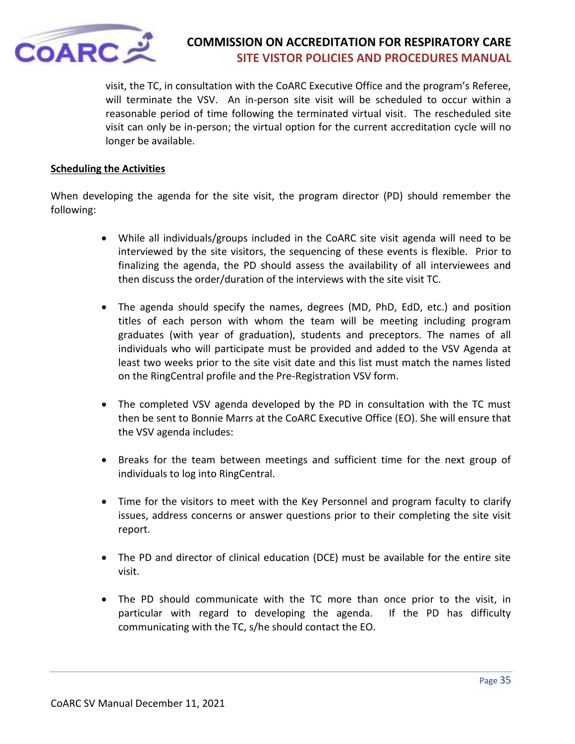visit, the TC, in consultation with the CoARC Executive Office and the program's Referee, will terminate the VSV. An in-person site visit will be scheduled to occur within a reasonable period of time following the terminated virtual visit. The rescheduled site visit can only be in-person; the virtual option for the current accreditation cycle will no longer be available.

**Scheduling the Activities**

When developing the agenda for the site visit, the program director (PD) should remember the following:

- While all individuals/groups included in the CoARC site visit agenda will need to be interviewed by the site visitors, the sequencing of these events is flexible. Prior to finalizing the agenda, the PD should assess the availability of all interviewees and then discuss the order/duration of the interviews with the site visit TC.

- The agenda should specify the names, degrees (MD, PhD, EdD, etc.) and position titles of each person with whom the team will be meeting including program graduates (with year of graduation), students and preceptors. The names of all individuals who will participate must be provided and added to the VSV Agenda at least two weeks prior to the site visit date and this list must match the names listed on the RingCentral profile and the Pre-Registration VSV form.

- The completed VSV agenda developed by the PD in consultation with the TC must then be sent to Bonnie Marrs at the CoARC Executive Office (EO). She will ensure that the VSV agenda includes:

- Breaks for the team between meetings and sufficient time for the next group of individuals to log into RingCentral.

- Time for the visitors to meet with the Key Personnel and program faculty to clarify issues, address concerns or answer questions prior to their completing the site visit report.

- The PD and director of clinical education (DCE) must be available for the entire site visit.

- The PD should communicate with the TC more than once prior to the visit, in particular with regard to developing the agenda. If the PD has difficulty communicating with the TC, s/he should contact the EO.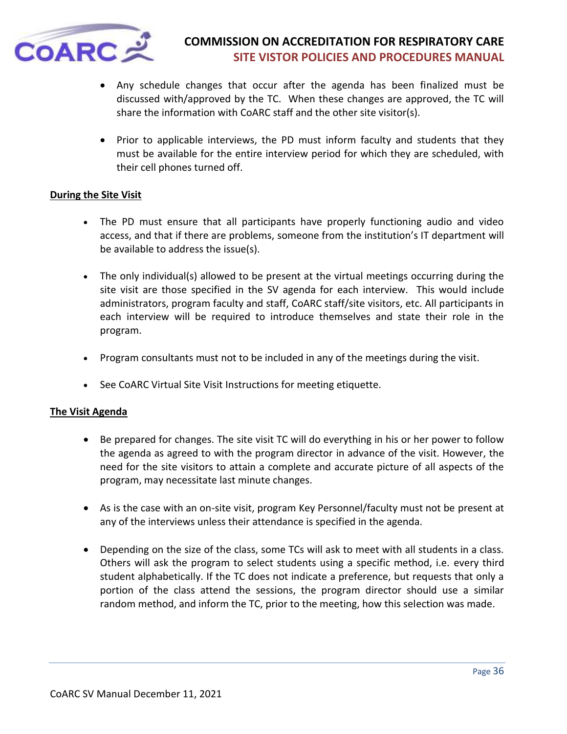- Any schedule changes that occur after the agenda has been finalized must be discussed with/approved by the TC. When these changes are approved, the TC will share the information with CoARC staff and the other site visitor(s).

- Prior to applicable interviews, the PD must inform faculty and students that they must be available for the entire interview period for which they are scheduled, with their cell phones turned off.

**<u>During the Site Visit</u>**

- The PD must ensure that all participants have properly functioning audio and video access, and that if there are problems, someone from the institution's IT department will be available to address the issue(s).

- The only individual(s) allowed to be present at the virtual meetings occurring during the site visit are those specified in the SV agenda for each interview. This would include administrators, program faculty and staff, CoARC staff/site visitors, etc. All participants in each interview will be required to introduce themselves and state their role in the program.

- Program consultants must not to be included in any of the meetings during the visit.

- See CoARC Virtual Site Visit Instructions for meeting etiquette.

**<u>The Visit Agenda</u>**

- Be prepared for changes. The site visit TC will do everything in his or her power to follow the agenda as agreed to with the program director in advance of the visit. However, the need for the site visitors to attain a complete and accurate picture of all aspects of the program, may necessitate last minute changes.

- As is the case with an on-site visit, program Key Personnel/faculty must not be present at any of the interviews unless their attendance is specified in the agenda.

- Depending on the size of the class, some TCs will ask to meet with all students in a class. Others will ask the program to select students using a specific method, i.e. every third student alphabetically. If the TC does not indicate a preference, but requests that only a portion of the class attend the sessions, the program director should use a similar random method, and inform the TC, prior to the meeting, how this selection was made.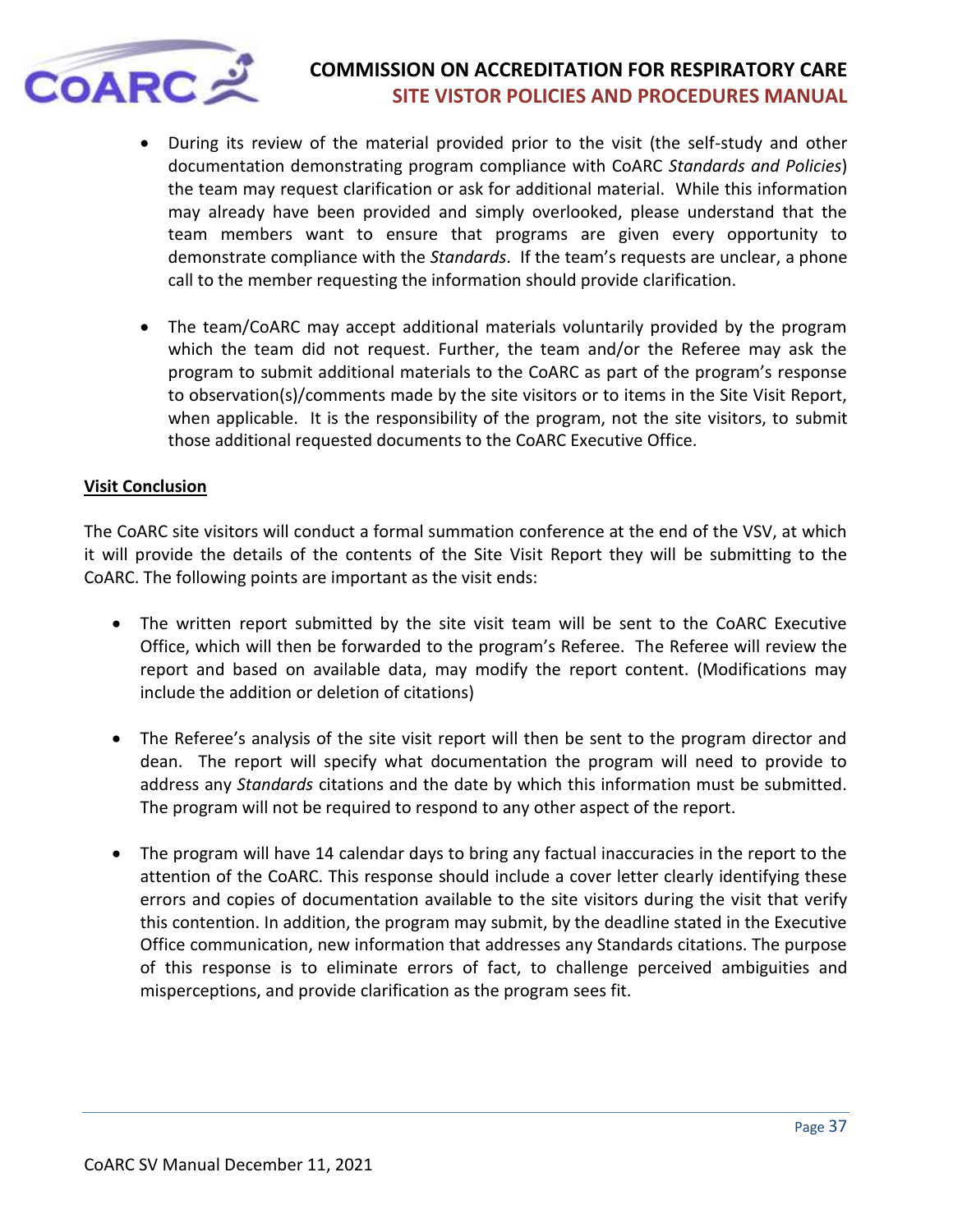- During its review of the material provided prior to the visit (the self-study and other documentation demonstrating program compliance with CoARC *Standards and Policies*) the team may request clarification or ask for additional material. While this information may already have been provided and simply overlooked, please understand that the team members want to ensure that programs are given every opportunity to demonstrate compliance with the *Standards*. If the team's requests are unclear, a phone call to the member requesting the information should provide clarification.

- The team/CoARC may accept additional materials voluntarily provided by the program which the team did not request. Further, the team and/or the Referee may ask the program to submit additional materials to the CoARC as part of the program's response to observation(s)/comments made by the site visitors or to items in the Site Visit Report, when applicable. It is the responsibility of the program, not the site visitors, to submit those additional requested documents to the CoARC Executive Office.

**Visit Conclusion**

The CoARC site visitors will conduct a formal summation conference at the end of the VSV, at which it will provide the details of the contents of the Site Visit Report they will be submitting to the CoARC. The following points are important as the visit ends:

- The written report submitted by the site visit team will be sent to the CoARC Executive Office, which will then be forwarded to the program's Referee. The Referee will review the report and based on available data, may modify the report content. (Modifications may include the addition or deletion of citations)

- The Referee's analysis of the site visit report will then be sent to the program director and dean. The report will specify what documentation the program will need to provide to address any *Standards* citations and the date by which this information must be submitted. The program will not be required to respond to any other aspect of the report.

- The program will have 14 calendar days to bring any factual inaccuracies in the report to the attention of the CoARC. This response should include a cover letter clearly identifying these errors and copies of documentation available to the site visitors during the visit that verify this contention. In addition, the program may submit, by the deadline stated in the Executive Office communication, new information that addresses any Standards citations. The purpose of this response is to eliminate errors of fact, to challenge perceived ambiguities and misperceptions, and provide clarification as the program sees fit.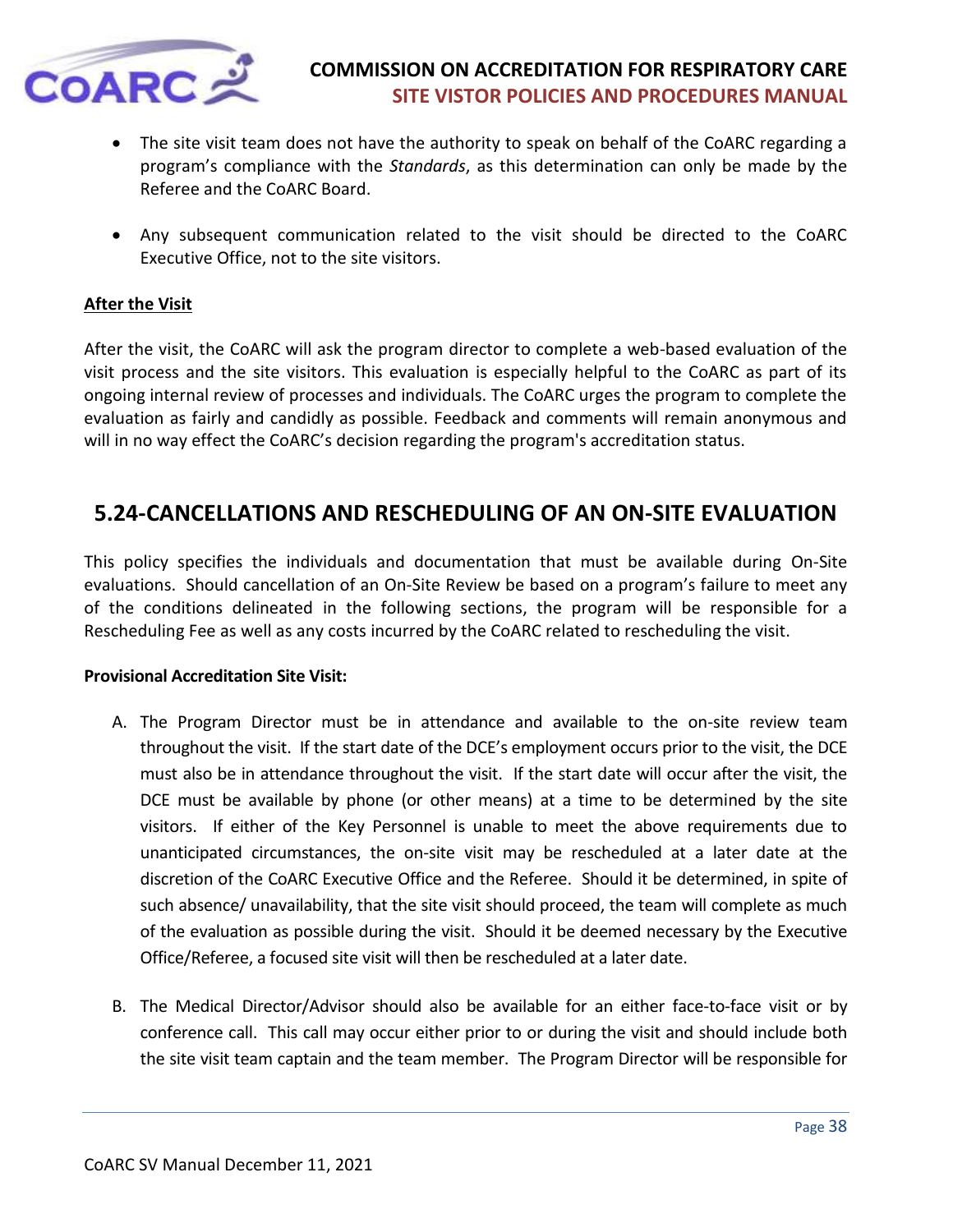- The site visit team does not have the authority to speak on behalf of the CoARC regarding a program's compliance with the *Standards*, as this determination can only be made by the Referee and the CoARC Board.

- Any subsequent communication related to the visit should be directed to the CoARC Executive Office, not to the site visitors.

**After the Visit**

After the visit, the CoARC will ask the program director to complete a web-based evaluation of the visit process and the site visitors. This evaluation is especially helpful to the CoARC as part of its ongoing internal review of processes and individuals. The CoARC urges the program to complete the evaluation as fairly and candidly as possible. Feedback and comments will remain anonymous and will in no way effect the CoARC's decision regarding the program's accreditation status.

## 5.24-CANCELLATIONS AND RESCHEDULING OF AN ON-SITE EVALUATION

This policy specifies the individuals and documentation that must be available during On-Site evaluations. Should cancellation of an On-Site Review be based on a program's failure to meet any of the conditions delineated in the following sections, the program will be responsible for a Rescheduling Fee as well as any costs incurred by the CoARC related to rescheduling the visit.

**Provisional Accreditation Site Visit:**

A. The Program Director must be in attendance and available to the on-site review team throughout the visit. If the start date of the DCE's employment occurs prior to the visit, the DCE must also be in attendance throughout the visit. If the start date will occur after the visit, the DCE must be available by phone (or other means) at a time to be determined by the site visitors. If either of the Key Personnel is unable to meet the above requirements due to unanticipated circumstances, the on-site visit may be rescheduled at a later date at the discretion of the CoARC Executive Office and the Referee. Should it be determined, in spite of such absence/ unavailability, that the site visit should proceed, the team will complete as much of the evaluation as possible during the visit. Should it be deemed necessary by the Executive Office/Referee, a focused site visit will then be rescheduled at a later date.

B. The Medical Director/Advisor should also be available for an either face-to-face visit or by conference call. This call may occur either prior to or during the visit and should include both the site visit team captain and the team member. The Program Director will be responsible for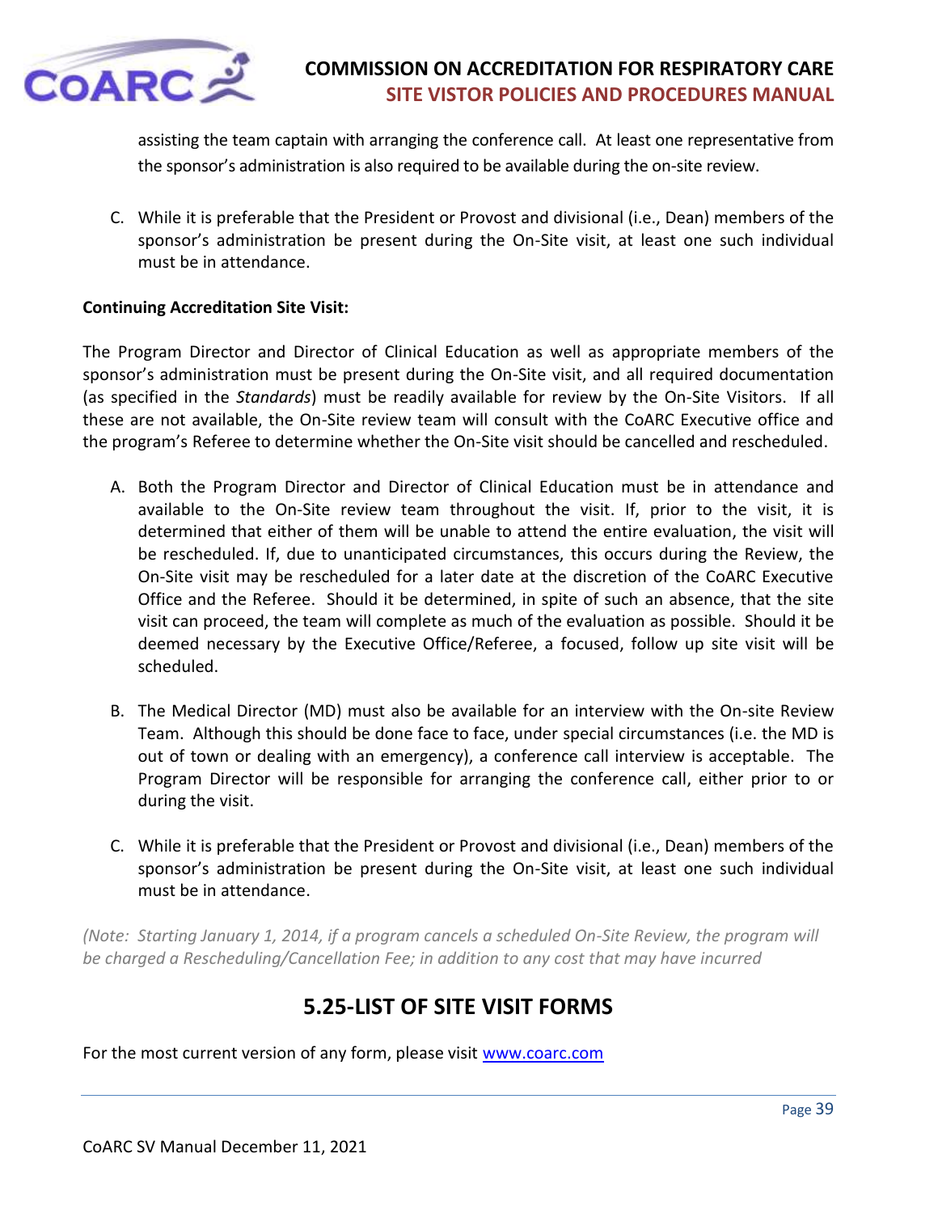assisting the team captain with arranging the conference call. At least one representative from the sponsor's administration is also required to be available during the on-site review.

C. While it is preferable that the President or Provost and divisional (i.e., Dean) members of the sponsor's administration be present during the On-Site visit, at least one such individual must be in attendance.

**Continuing Accreditation Site Visit:**

The Program Director and Director of Clinical Education as well as appropriate members of the sponsor's administration must be present during the On-Site visit, and all required documentation (as specified in the *Standards*) must be readily available for review by the On-Site Visitors. If all these are not available, the On-Site review team will consult with the CoARC Executive office and the program's Referee to determine whether the On-Site visit should be cancelled and rescheduled.

A. Both the Program Director and Director of Clinical Education must be in attendance and available to the On-Site review team throughout the visit. If, prior to the visit, it is determined that either of them will be unable to attend the entire evaluation, the visit will be rescheduled. If, due to unanticipated circumstances, this occurs during the Review, the On-Site visit may be rescheduled for a later date at the discretion of the CoARC Executive Office and the Referee. Should it be determined, in spite of such an absence, that the site visit can proceed, the team will complete as much of the evaluation as possible. Should it be deemed necessary by the Executive Office/Referee, a focused, follow up site visit will be scheduled.

B. The Medical Director (MD) must also be available for an interview with the On-site Review Team. Although this should be done face to face, under special circumstances (i.e. the MD is out of town or dealing with an emergency), a conference call interview is acceptable. The Program Director will be responsible for arranging the conference call, either prior to or during the visit.

C. While it is preferable that the President or Provost and divisional (i.e., Dean) members of the sponsor's administration be present during the On-Site visit, at least one such individual must be in attendance.

*(Note: Starting January 1, 2014, if a program cancels a scheduled On-Site Review, the program will be charged a Rescheduling/Cancellation Fee; in addition to any cost that may have incurred*

## 5.25-LIST OF SITE VISIT FORMS

For the most current version of any form, please visit [www.coarc.com](http://www.coarc.com)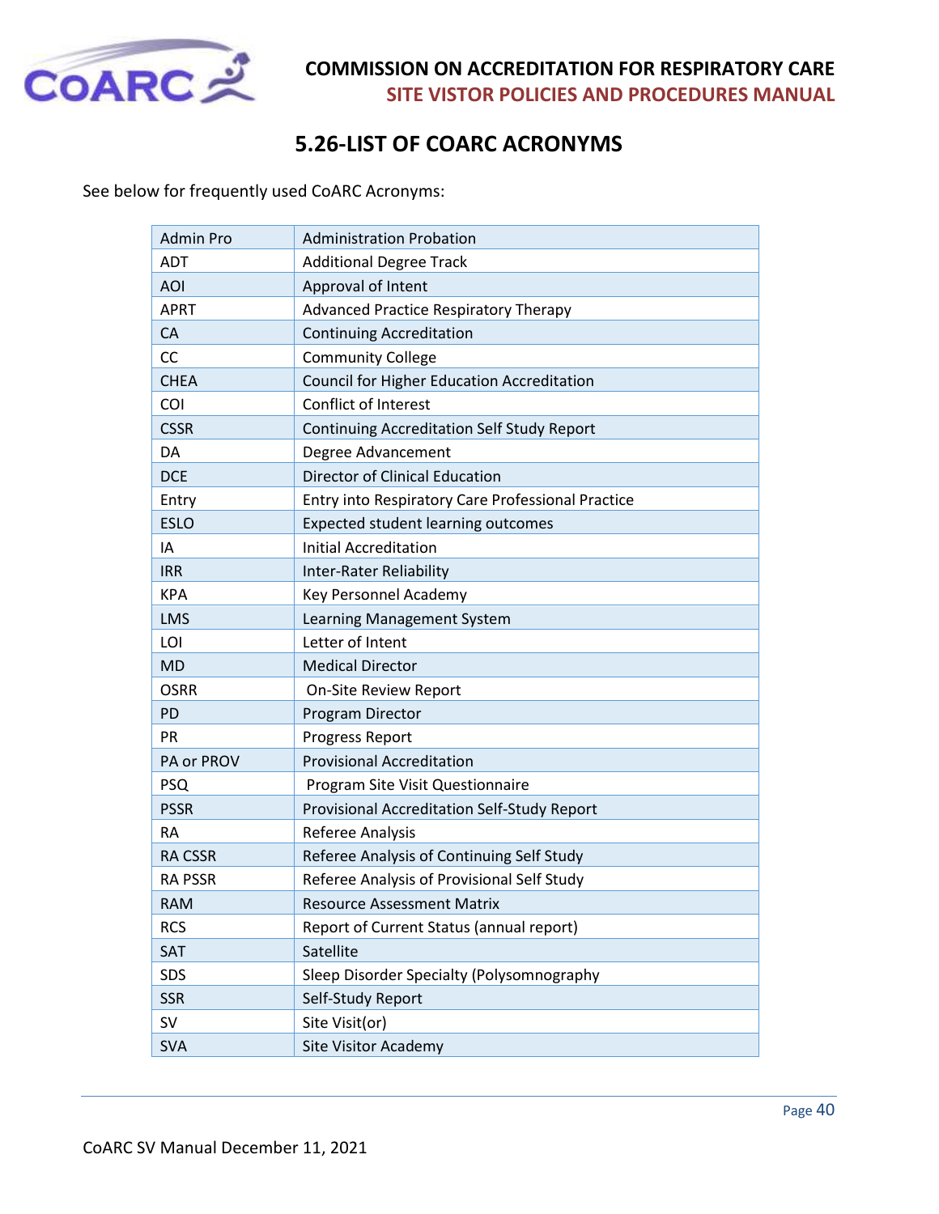# 5.26-LIST OF COARC ACRONYMS

See below for frequently used CoARC Acronyms:

| Admin Pro | Administration Probation |
|---|---|
| ADT | Additional Degree Track |
| AOI | Approval of Intent |
| APRT | Advanced Practice Respiratory Therapy |
| CA | Continuing Accreditation |
| CC | Community College |
| CHEA | Council for Higher Education Accreditation |
| COI | Conflict of Interest |
| CSSR | Continuing Accreditation Self Study Report |
| DA | Degree Advancement |
| DCE | Director of Clinical Education |
| Entry | Entry into Respiratory Care Professional Practice |
| ESLO | Expected student learning outcomes |
| IA | Initial Accreditation |
| IRR | Inter-Rater Reliability |
| KPA | Key Personnel Academy |
| LMS | Learning Management System |
| LOI | Letter of Intent |
| MD | Medical Director |
| OSRR | On-Site Review Report |
| PD | Program Director |
| PR | Progress Report |
| PA or PROV | Provisional Accreditation |
| PSQ | Program Site Visit Questionnaire |
| PSSR | Provisional Accreditation Self-Study Report |
| RA | Referee Analysis |
| RA CSSR | Referee Analysis of Continuing Self Study |
| RA PSSR | Referee Analysis of Provisional Self Study |
| RAM | Resource Assessment Matrix |
| RCS | Report of Current Status (annual report) |
| SAT | Satellite |
| SDS | Sleep Disorder Specialty (Polysomnography |
| SSR | Self-Study Report |
| SV | Site Visit(or) |
| SVA | Site Visitor Academy |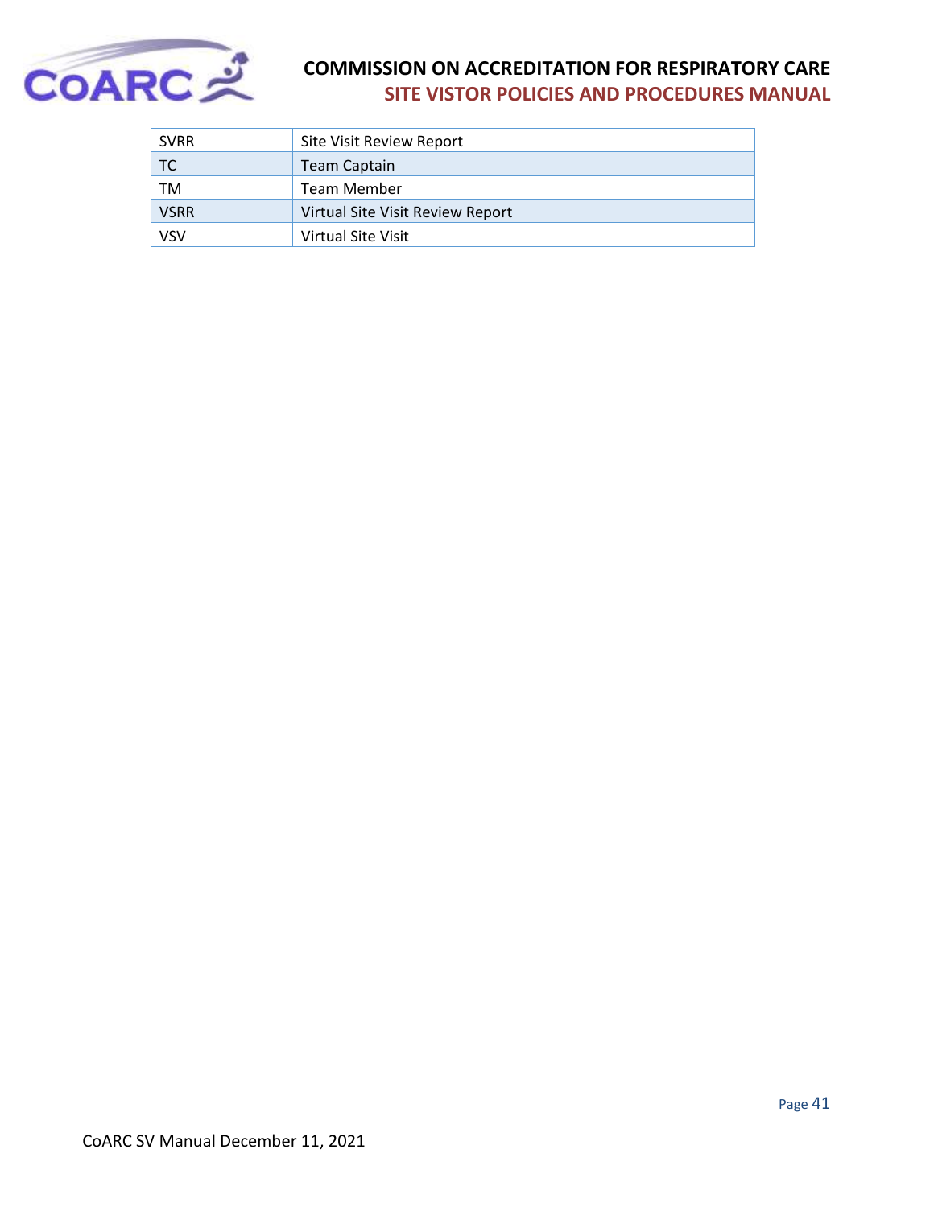| | |
|---|---|
| SVRR | Site Visit Review Report |
| TC | Team Captain |
| TM | Team Member |
| VSRR | Virtual Site Visit Review Report |
| VSV | Virtual Site Visit |